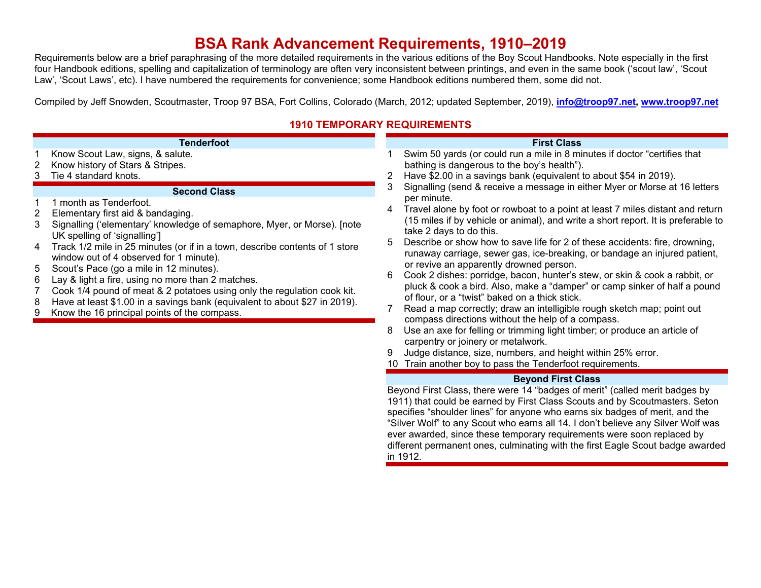# BSA Rank Advancement Requirements, 1910–2019

Requirements below are a brief paraphrasing of the more detailed requirements in the various editions of the Boy Scout Handbooks. Note especially in the first four Handbook editions, spelling and capitalization of terminology are often very inconsistent between printings, and even in the same book ('scout law', 'Scout Law', 'Scout Laws', etc). I have numbered the requirements for convenience; some Handbook editions numbered them, some did not.

Compiled by Jeff Snowden, Scoutmaster, Troop 97 BSA, Fort Collins, Colorado (March, 2012; updated September, 2019), **info@troop97.net**, **www.troop97.net**

## 1910 TEMPORARY REQUIREMENTS

### Tenderfoot

1. Know Scout Law, signs, & salute.
2. Know history of Stars & Stripes.
3. Tie 4 standard knots.

### Second Class

1. 1 month as Tenderfoot.
2. Elementary first aid & bandaging.
3. Signalling ('elementary' knowledge of semaphore, Myer, or Morse). [note UK spelling of 'signalling']
4. Track 1/2 mile in 25 minutes (or if in a town, describe contents of 1 store window out of 4 observed for 1 minute).
5. Scout's Pace (go a mile in 12 minutes).
6. Lay & light a fire, using no more than 2 matches.
7. Cook 1/4 pound of meat & 2 potatoes using only the regulation cook kit.
8. Have at least $1.00 in a savings bank (equivalent to about $27 in 2019).
9. Know the 16 principal points of the compass.

### First Class

1. Swim 50 yards (or could run a mile in 8 minutes if doctor "certifies that bathing is dangerous to the boy's health").
2. Have $2.00 in a savings bank (equivalent to about $54 in 2019).
3. Signalling (send & receive a message in either Myer or Morse at 16 letters per minute.
4. Travel alone by foot or rowboat to a point at least 7 miles distant and return (15 miles if by vehicle or animal), and write a short report. It is preferable to take 2 days to do this.
5. Describe or show how to save life for 2 of these accidents: fire, drowning, runaway carriage, sewer gas, ice-breaking, or bandage an injured patient, or revive an apparently drowned person.
6. Cook 2 dishes: porridge, bacon, hunter's stew, or skin & cook a rabbit, or pluck & cook a bird. Also, make a "damper" or camp sinker of half a pound of flour, or a "twist" baked on a thick stick.
7. Read a map correctly; draw an intelligible rough sketch map; point out compass directions without the help of a compass.
8. Use an axe for felling or trimming light timber; or produce an article of carpentry or joinery or metalwork.
9. Judge distance, size, numbers, and height within 25% error.
10. Train another boy to pass the Tenderfoot requirements.

### Beyond First Class

Beyond First Class, there were 14 "badges of merit" (called merit badges by 1911) that could be earned by First Class Scouts and by Scoutmasters. Seton specifies "shoulder lines" for anyone who earns six badges of merit, and the "Silver Wolf" to any Scout who earns all 14. I don't believe any Silver Wolf was ever awarded, since these temporary requirements were soon replaced by different permanent ones, culminating with the first Eagle Scout badge awarded in 1912.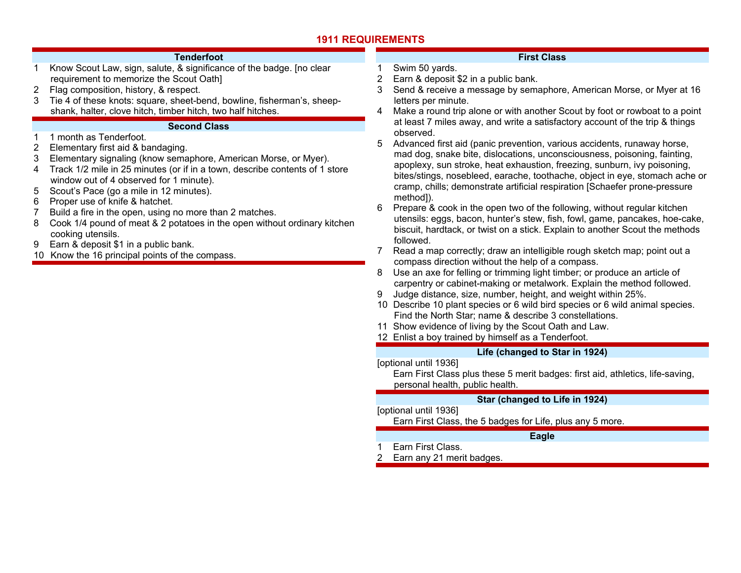# 1911 REQUIREMENTS

## Tenderfoot

1. Know Scout Law, sign, salute, & significance of the badge. [no clear requirement to memorize the Scout Oath]
2. Flag composition, history, & respect.
3. Tie 4 of these knots: square, sheet-bend, bowline, fisherman's, sheep-shank, halter, clove hitch, timber hitch, two half hitches.

## Second Class

1. 1 month as Tenderfoot.
2. Elementary first aid & bandaging.
3. Elementary signaling (know semaphore, American Morse, or Myer).
4. Track 1/2 mile in 25 minutes (or if in a town, describe contents of 1 store window out of 4 observed for 1 minute).
5. Scout's Pace (go a mile in 12 minutes).
6. Proper use of knife & hatchet.
7. Build a fire in the open, using no more than 2 matches.
8. Cook 1/4 pound of meat & 2 potatoes in the open without ordinary kitchen cooking utensils.
9. Earn & deposit $1 in a public bank.
10. Know the 16 principal points of the compass.

## First Class

1. Swim 50 yards.
2. Earn & deposit $2 in a public bank.
3. Send & receive a message by semaphore, American Morse, or Myer at 16 letters per minute.
4. Make a round trip alone or with another Scout by foot or rowboat to a point at least 7 miles away, and write a satisfactory account of the trip & things observed.
5. Advanced first aid (panic prevention, various accidents, runaway horse, mad dog, snake bite, dislocations, unconsciousness, poisoning, fainting, apoplexy, sun stroke, heat exhaustion, freezing, sunburn, ivy poisoning, bites/stings, nosebleed, earache, toothache, object in eye, stomach ache or cramp, chills; demonstrate artificial respiration [Schaefer prone-pressure method]).
6. Prepare & cook in the open two of the following, without regular kitchen utensils: eggs, bacon, hunter's stew, fish, fowl, game, pancakes, hoe-cake, biscuit, hardtack, or twist on a stick. Explain to another Scout the methods followed.
7. Read a map correctly; draw an intelligible rough sketch map; point out a compass direction without the help of a compass.
8. Use an axe for felling or trimming light timber; or produce an article of carpentry or cabinet-making or metalwork. Explain the method followed.
9. Judge distance, size, number, height, and weight within 25%.
10. Describe 10 plant species or 6 wild bird species or 6 wild animal species. Find the North Star; name & describe 3 constellations.
11. Show evidence of living by the Scout Oath and Law.
12. Enlist a boy trained by himself as a Tenderfoot.

## Life (changed to Star in 1924)

[optional until 1936]

Earn First Class plus these 5 merit badges: first aid, athletics, life-saving, personal health, public health.

## Star (changed to Life in 1924)

[optional until 1936]

Earn First Class, the 5 badges for Life, plus any 5 more.

## Eagle

1. Earn First Class.
2. Earn any 21 merit badges.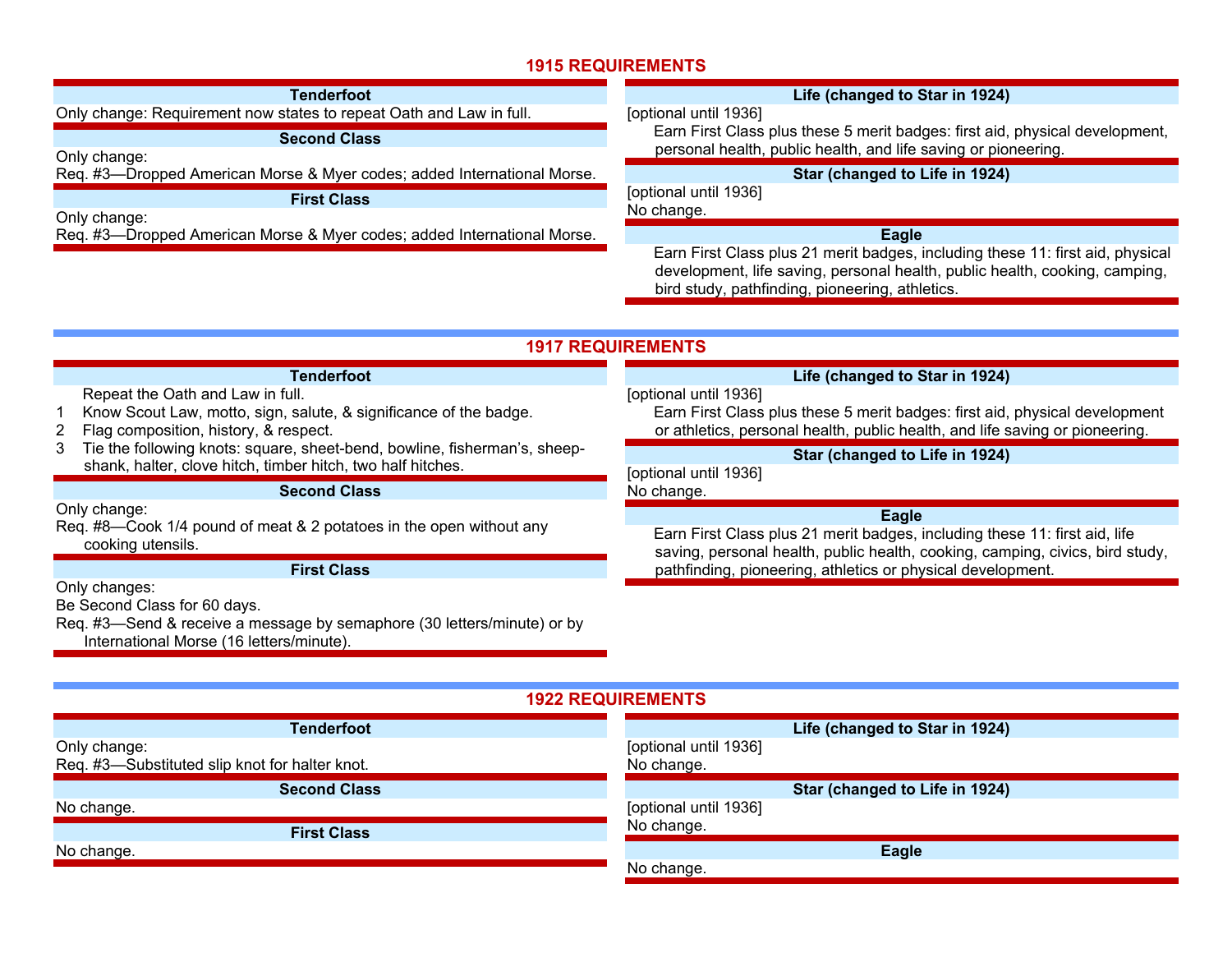## 1915 REQUIREMENTS

### Tenderfoot

Only change: Requirement now states to repeat Oath and Law in full.

### Second Class

Only change:
Req. #3—Dropped American Morse & Myer codes; added International Morse.

### First Class

Only change:
Req. #3—Dropped American Morse & Myer codes; added International Morse.

### Life (changed to Star in 1924)

[optional until 1936]
Earn First Class plus these 5 merit badges: first aid, physical development, personal health, public health, and life saving or pioneering.

### Star (changed to Life in 1924)

[optional until 1936]
No change.

### Eagle

Earn First Class plus 21 merit badges, including these 11: first aid, physical development, life saving, personal health, public health, cooking, camping, bird study, pathfinding, pioneering, athletics.

## 1917 REQUIREMENTS

### Tenderfoot

Repeat the Oath and Law in full.

1. Know Scout Law, motto, sign, salute, & significance of the badge.
2. Flag composition, history, & respect.
3. Tie the following knots: square, sheet-bend, bowline, fisherman's, sheep-shank, halter, clove hitch, timber hitch, two half hitches.

### Second Class

Only change:
Req. #8—Cook 1/4 pound of meat & 2 potatoes in the open without any cooking utensils.

### First Class

Only changes:
Be Second Class for 60 days.
Req. #3—Send & receive a message by semaphore (30 letters/minute) or by International Morse (16 letters/minute).

### Life (changed to Star in 1924)

[optional until 1936]
Earn First Class plus these 5 merit badges: first aid, physical development or athletics, personal health, public health, and life saving or pioneering.

### Star (changed to Life in 1924)

[optional until 1936]
No change.

### Eagle

Earn First Class plus 21 merit badges, including these 11: first aid, life saving, personal health, public health, cooking, camping, civics, bird study, pathfinding, pioneering, athletics or physical development.

## 1922 REQUIREMENTS

### Tenderfoot

Only change:
Req. #3—Substituted slip knot for halter knot.

### Second Class

No change.

### First Class

No change.

### Life (changed to Star in 1924)

[optional until 1936]
No change.

### Star (changed to Life in 1924)

[optional until 1936]
No change.

### Eagle

No change.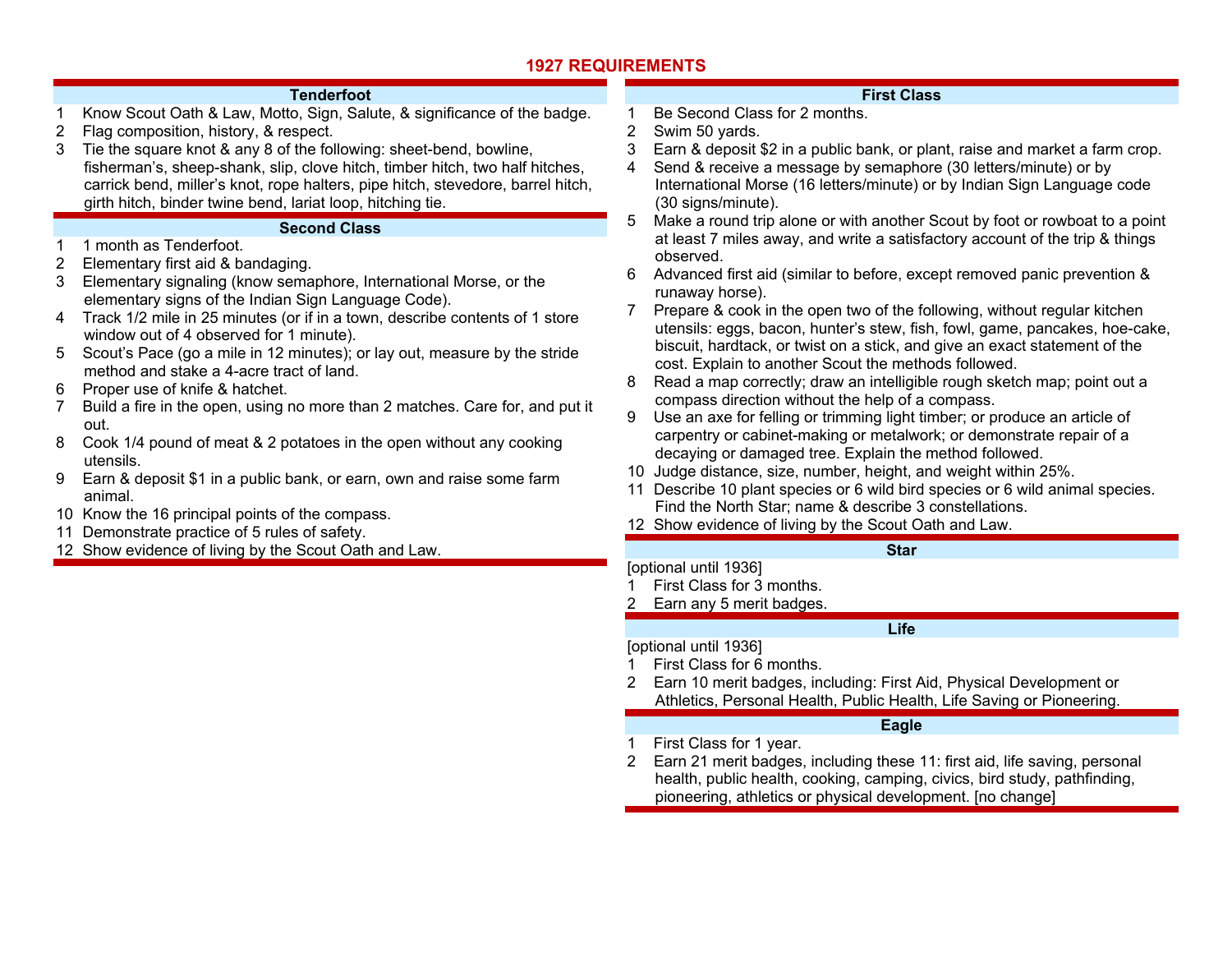# 1927 REQUIREMENTS

## Tenderfoot

1. Know Scout Oath & Law, Motto, Sign, Salute, & significance of the badge.
2. Flag composition, history, & respect.
3. Tie the square knot & any 8 of the following: sheet-bend, bowline, fisherman's, sheep-shank, slip, clove hitch, timber hitch, two half hitches, carrick bend, miller's knot, rope halters, pipe hitch, stevedore, barrel hitch, girth hitch, binder twine bend, lariat loop, hitching tie.

## Second Class

1. 1 month as Tenderfoot.
2. Elementary first aid & bandaging.
3. Elementary signaling (know semaphore, International Morse, or the elementary signs of the Indian Sign Language Code).
4. Track 1/2 mile in 25 minutes (or if in a town, describe contents of 1 store window out of 4 observed for 1 minute).
5. Scout's Pace (go a mile in 12 minutes); or lay out, measure by the stride method and stake a 4-acre tract of land.
6. Proper use of knife & hatchet.
7. Build a fire in the open, using no more than 2 matches. Care for, and put it out.
8. Cook 1/4 pound of meat & 2 potatoes in the open without any cooking utensils.
9. Earn & deposit $1 in a public bank, or earn, own and raise some farm animal.
10. Know the 16 principal points of the compass.
11. Demonstrate practice of 5 rules of safety.
12. Show evidence of living by the Scout Oath and Law.

## First Class

1. Be Second Class for 2 months.
2. Swim 50 yards.
3. Earn & deposit $2 in a public bank, or plant, raise and market a farm crop.
4. Send & receive a message by semaphore (30 letters/minute) or by International Morse (16 letters/minute) or by Indian Sign Language code (30 signs/minute).
5. Make a round trip alone or with another Scout by foot or rowboat to a point at least 7 miles away, and write a satisfactory account of the trip & things observed.
6. Advanced first aid (similar to before, except removed panic prevention & runaway horse).
7. Prepare & cook in the open two of the following, without regular kitchen utensils: eggs, bacon, hunter's stew, fish, fowl, game, pancakes, hoe-cake, biscuit, hardtack, or twist on a stick, and give an exact statement of the cost. Explain to another Scout the methods followed.
8. Read a map correctly; draw an intelligible rough sketch map; point out a compass direction without the help of a compass.
9. Use an axe for felling or trimming light timber; or produce an article of carpentry or cabinet-making or metalwork; or demonstrate repair of a decaying or damaged tree. Explain the method followed.
10. Judge distance, size, number, height, and weight within 25%.
11. Describe 10 plant species or 6 wild bird species or 6 wild animal species. Find the North Star; name & describe 3 constellations.
12. Show evidence of living by the Scout Oath and Law.

## Star

[optional until 1936]

1. First Class for 3 months.
2. Earn any 5 merit badges.

## Life

[optional until 1936]

1. First Class for 6 months.
2. Earn 10 merit badges, including: First Aid, Physical Development or Athletics, Personal Health, Public Health, Life Saving or Pioneering.

## Eagle

1. First Class for 1 year.
2. Earn 21 merit badges, including these 11: first aid, life saving, personal health, public health, cooking, camping, civics, bird study, pathfinding, pioneering, athletics or physical development. [no change]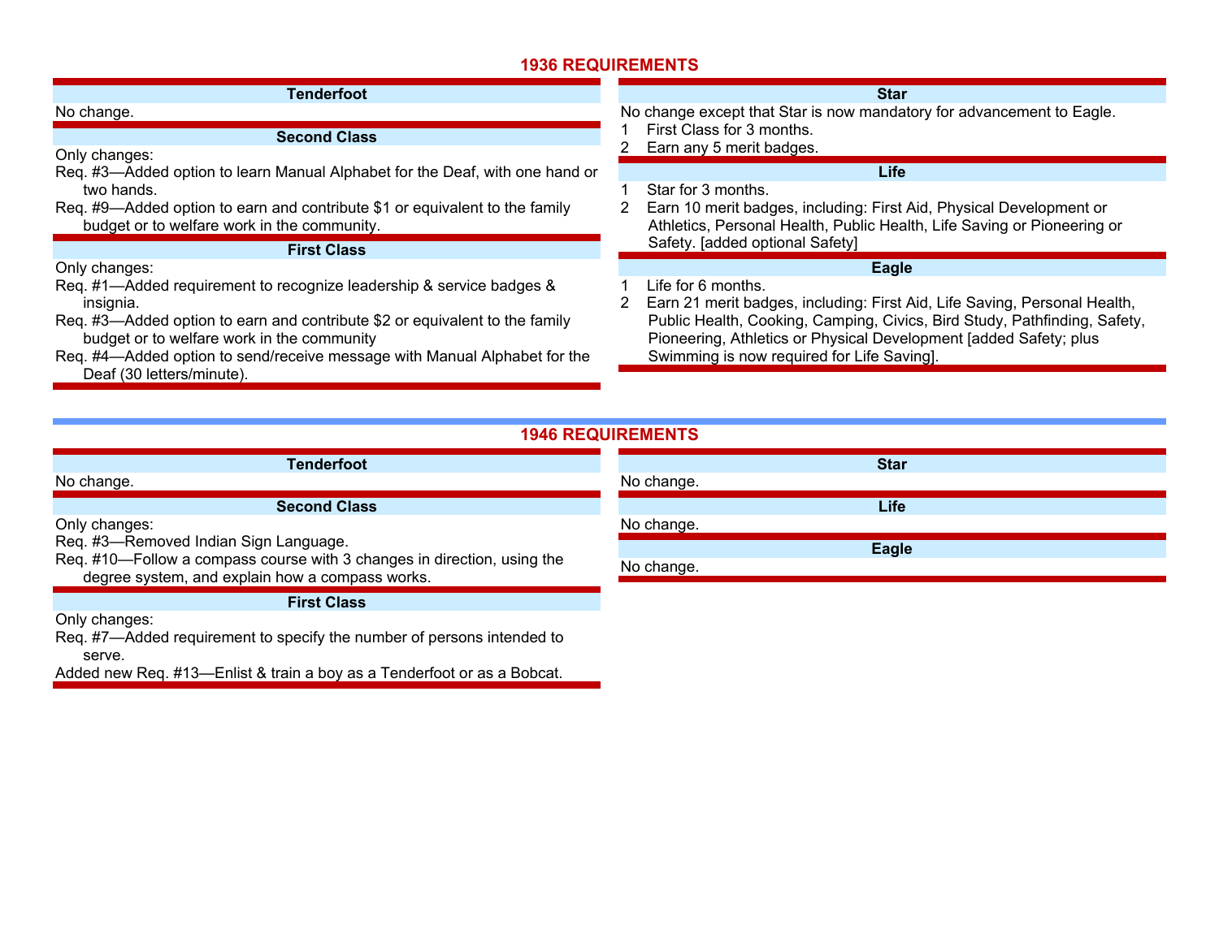## 1936 REQUIREMENTS

### Tenderfoot

No change.

### Second Class

Only changes:

Req. #3—Added option to learn Manual Alphabet for the Deaf, with one hand or two hands.

Req. #9—Added option to earn and contribute $1 or equivalent to the family budget or to welfare work in the community.

### First Class

Only changes:

Req. #1—Added requirement to recognize leadership & service badges & insignia.

Req. #3—Added option to earn and contribute $2 or equivalent to the family budget or to welfare work in the community

Req. #4—Added option to send/receive message with Manual Alphabet for the Deaf (30 letters/minute).

### Star

No change except that Star is now mandatory for advancement to Eagle.

1. First Class for 3 months.
2. Earn any 5 merit badges.

### Life

1. Star for 3 months.
2. Earn 10 merit badges, including: First Aid, Physical Development or Athletics, Personal Health, Public Health, Life Saving or Pioneering or Safety. [added optional Safety]

### Eagle

1. Life for 6 months.
2. Earn 21 merit badges, including: First Aid, Life Saving, Personal Health, Public Health, Cooking, Camping, Civics, Bird Study, Pathfinding, Safety, Pioneering, Athletics or Physical Development [added Safety; plus Swimming is now required for Life Saving].

## 1946 REQUIREMENTS

### Tenderfoot

No change.

### Second Class

Only changes:

Req. #3—Removed Indian Sign Language.

Req. #10—Follow a compass course with 3 changes in direction, using the degree system, and explain how a compass works.

### First Class

Only changes:

Req. #7—Added requirement to specify the number of persons intended to serve.

Added new Req. #13—Enlist & train a boy as a Tenderfoot or as a Bobcat.

### Star

No change.

### Life

No change.

### Eagle

No change.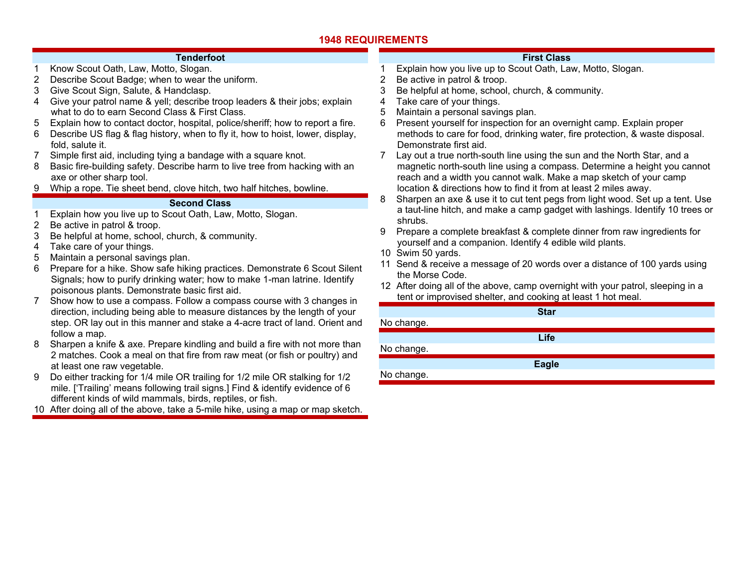# 1948 REQUIREMENTS

## Tenderfoot

1. Know Scout Oath, Law, Motto, Slogan.
2. Describe Scout Badge; when to wear the uniform.
3. Give Scout Sign, Salute, & Handclasp.
4. Give your patrol name & yell; describe troop leaders & their jobs; explain what to do to earn Second Class & First Class.
5. Explain how to contact doctor, hospital, police/sheriff; how to report a fire.
6. Describe US flag & flag history, when to fly it, how to hoist, lower, display, fold, salute it.
7. Simple first aid, including tying a bandage with a square knot.
8. Basic fire-building safety. Describe harm to live tree from hacking with an axe or other sharp tool.
9. Whip a rope. Tie sheet bend, clove hitch, two half hitches, bowline.

## Second Class

1. Explain how you live up to Scout Oath, Law, Motto, Slogan.
2. Be active in patrol & troop.
3. Be helpful at home, school, church, & community.
4. Take care of your things.
5. Maintain a personal savings plan.
6. Prepare for a hike. Show safe hiking practices. Demonstrate 6 Scout Silent Signals; how to purify drinking water; how to make 1-man latrine. Identify poisonous plants. Demonstrate basic first aid.
7. Show how to use a compass. Follow a compass course with 3 changes in direction, including being able to measure distances by the length of your step. OR lay out in this manner and stake a 4-acre tract of land. Orient and follow a map.
8. Sharpen a knife & axe. Prepare kindling and build a fire with not more than 2 matches. Cook a meal on that fire from raw meat (or fish or poultry) and at least one raw vegetable.
9. Do either tracking for 1/4 mile OR trailing for 1/2 mile OR stalking for 1/2 mile. ['Trailing' means following trail signs.] Find & identify evidence of 6 different kinds of wild mammals, birds, reptiles, or fish.
10. After doing all of the above, take a 5-mile hike, using a map or map sketch.

## First Class

1. Explain how you live up to Scout Oath, Law, Motto, Slogan.
2. Be active in patrol & troop.
3. Be helpful at home, school, church, & community.
4. Take care of your things.
5. Maintain a personal savings plan.
6. Present yourself for inspection for an overnight camp. Explain proper methods to care for food, drinking water, fire protection, & waste disposal. Demonstrate first aid.
7. Lay out a true north-south line using the sun and the North Star, and a magnetic north-south line using a compass. Determine a height you cannot reach and a width you cannot walk. Make a map sketch of your camp location & directions how to find it from at least 2 miles away.
8. Sharpen an axe & use it to cut tent pegs from light wood. Set up a tent. Use a taut-line hitch, and make a camp gadget with lashings. Identify 10 trees or shrubs.
9. Prepare a complete breakfast & complete dinner from raw ingredients for yourself and a companion. Identify 4 edible wild plants.
10. Swim 50 yards.
11. Send & receive a message of 20 words over a distance of 100 yards using the Morse Code.
12. After doing all of the above, camp overnight with your patrol, sleeping in a tent or improvised shelter, and cooking at least 1 hot meal.

## Star

No change.

## Life

No change.

## Eagle

No change.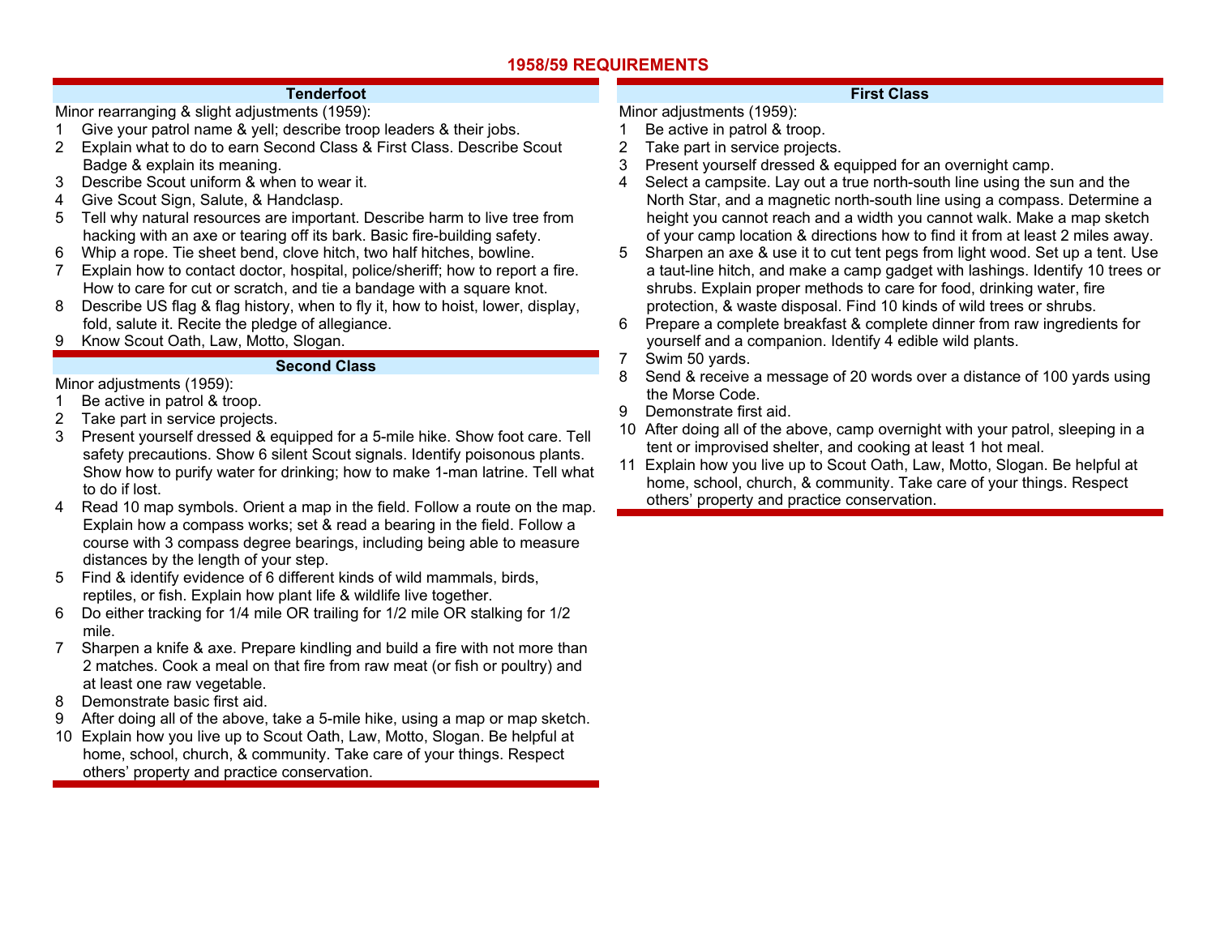# 1958/59 REQUIREMENTS

## Tenderfoot

Minor rearranging & slight adjustments (1959):

1. Give your patrol name & yell; describe troop leaders & their jobs.
2. Explain what to do to earn Second Class & First Class. Describe Scout Badge & explain its meaning.
3. Describe Scout uniform & when to wear it.
4. Give Scout Sign, Salute, & Handclasp.
5. Tell why natural resources are important. Describe harm to live tree from hacking with an axe or tearing off its bark. Basic fire-building safety.
6. Whip a rope. Tie sheet bend, clove hitch, two half hitches, bowline.
7. Explain how to contact doctor, hospital, police/sheriff; how to report a fire. How to care for cut or scratch, and tie a bandage with a square knot.
8. Describe US flag & flag history, when to fly it, how to hoist, lower, display, fold, salute it. Recite the pledge of allegiance.
9. Know Scout Oath, Law, Motto, Slogan.

## Second Class

Minor adjustments (1959):

1. Be active in patrol & troop.
2. Take part in service projects.
3. Present yourself dressed & equipped for a 5-mile hike. Show foot care. Tell safety precautions. Show 6 silent Scout signals. Identify poisonous plants. Show how to purify water for drinking; how to make 1-man latrine. Tell what to do if lost.
4. Read 10 map symbols. Orient a map in the field. Follow a route on the map. Explain how a compass works; set & read a bearing in the field. Follow a course with 3 compass degree bearings, including being able to measure distances by the length of your step.
5. Find & identify evidence of 6 different kinds of wild mammals, birds, reptiles, or fish. Explain how plant life & wildlife live together.
6. Do either tracking for 1/4 mile OR trailing for 1/2 mile OR stalking for 1/2 mile.
7. Sharpen a knife & axe. Prepare kindling and build a fire with not more than 2 matches. Cook a meal on that fire from raw meat (or fish or poultry) and at least one raw vegetable.
8. Demonstrate basic first aid.
9. After doing all of the above, take a 5-mile hike, using a map or map sketch.
10. Explain how you live up to Scout Oath, Law, Motto, Slogan. Be helpful at home, school, church, & community. Take care of your things. Respect others' property and practice conservation.

## First Class

Minor adjustments (1959):

1. Be active in patrol & troop.
2. Take part in service projects.
3. Present yourself dressed & equipped for an overnight camp.
4. Select a campsite. Lay out a true north-south line using the sun and the North Star, and a magnetic north-south line using a compass. Determine a height you cannot reach and a width you cannot walk. Make a map sketch of your camp location & directions how to find it from at least 2 miles away.
5. Sharpen an axe & use it to cut tent pegs from light wood. Set up a tent. Use a taut-line hitch, and make a camp gadget with lashings. Identify 10 trees or shrubs. Explain proper methods to care for food, drinking water, fire protection, & waste disposal. Find 10 kinds of wild trees or shrubs.
6. Prepare a complete breakfast & complete dinner from raw ingredients for yourself and a companion. Identify 4 edible wild plants.
7. Swim 50 yards.
8. Send & receive a message of 20 words over a distance of 100 yards using the Morse Code.
9. Demonstrate first aid.
10. After doing all of the above, camp overnight with your patrol, sleeping in a tent or improvised shelter, and cooking at least 1 hot meal.
11. Explain how you live up to Scout Oath, Law, Motto, Slogan. Be helpful at home, school, church, & community. Take care of your things. Respect others' property and practice conservation.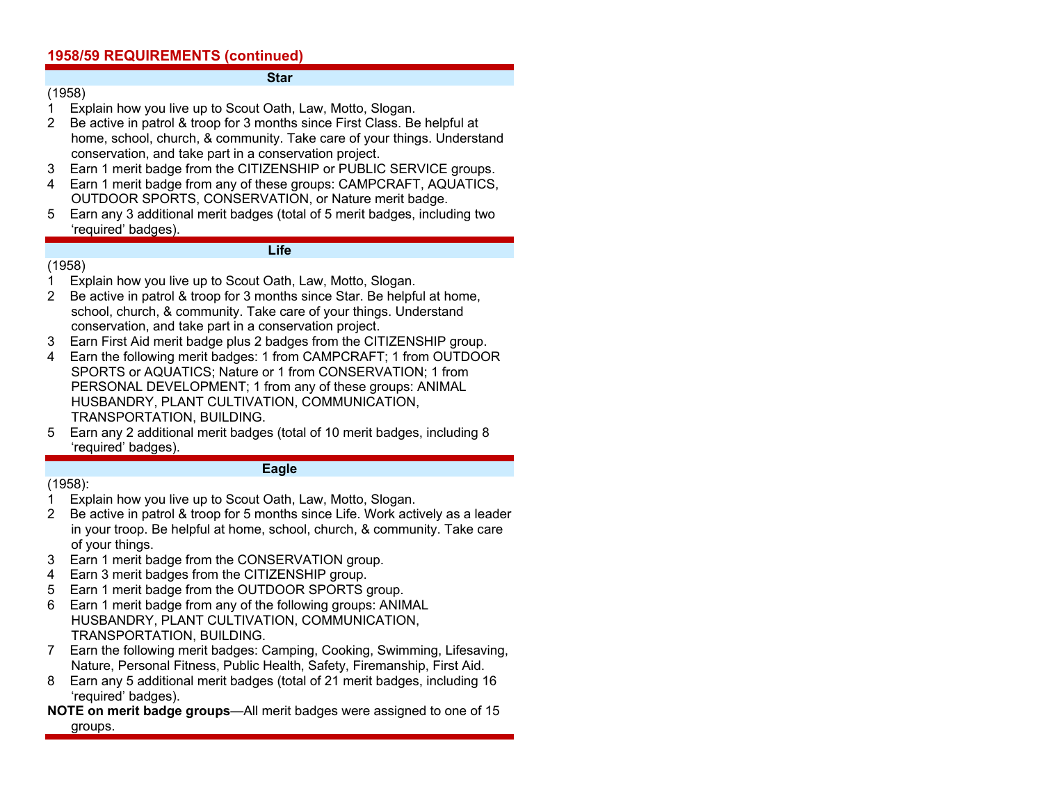## 1958/59 REQUIREMENTS (continued)

### Star

(1958)

1. Explain how you live up to Scout Oath, Law, Motto, Slogan.
2. Be active in patrol & troop for 3 months since First Class. Be helpful at home, school, church, & community. Take care of your things. Understand conservation, and take part in a conservation project.
3. Earn 1 merit badge from the CITIZENSHIP or PUBLIC SERVICE groups.
4. Earn 1 merit badge from any of these groups: CAMPCRAFT, AQUATICS, OUTDOOR SPORTS, CONSERVATION, or Nature merit badge.
5. Earn any 3 additional merit badges (total of 5 merit badges, including two 'required' badges).

### Life

(1958)

1. Explain how you live up to Scout Oath, Law, Motto, Slogan.
2. Be active in patrol & troop for 3 months since Star. Be helpful at home, school, church, & community. Take care of your things. Understand conservation, and take part in a conservation project.
3. Earn First Aid merit badge plus 2 badges from the CITIZENSHIP group.
4. Earn the following merit badges: 1 from CAMPCRAFT; 1 from OUTDOOR SPORTS or AQUATICS; Nature or 1 from CONSERVATION; 1 from PERSONAL DEVELOPMENT; 1 from any of these groups: ANIMAL HUSBANDRY, PLANT CULTIVATION, COMMUNICATION, TRANSPORTATION, BUILDING.
5. Earn any 2 additional merit badges (total of 10 merit badges, including 8 'required' badges).

### Eagle

(1958):

1. Explain how you live up to Scout Oath, Law, Motto, Slogan.
2. Be active in patrol & troop for 5 months since Life. Work actively as a leader in your troop. Be helpful at home, school, church, & community. Take care of your things.
3. Earn 1 merit badge from the CONSERVATION group.
4. Earn 3 merit badges from the CITIZENSHIP group.
5. Earn 1 merit badge from the OUTDOOR SPORTS group.
6. Earn 1 merit badge from any of the following groups: ANIMAL HUSBANDRY, PLANT CULTIVATION, COMMUNICATION, TRANSPORTATION, BUILDING.
7. Earn the following merit badges: Camping, Cooking, Swimming, Lifesaving, Nature, Personal Fitness, Public Health, Safety, Firemanship, First Aid.
8. Earn any 5 additional merit badges (total of 21 merit badges, including 16 'required' badges).

**NOTE on merit badge groups**—All merit badges were assigned to one of 15 groups.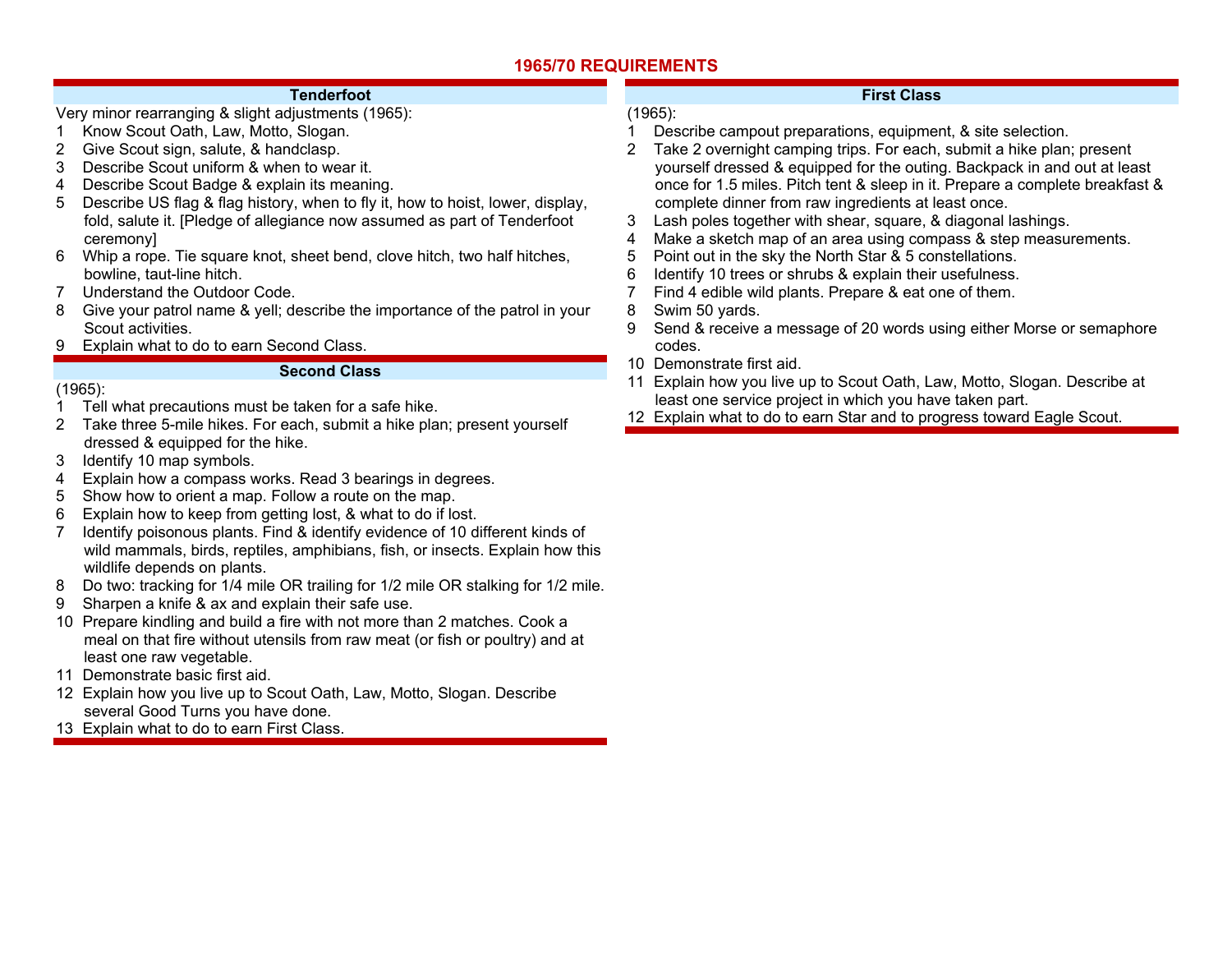# 1965/70 REQUIREMENTS

## Tenderfoot

Very minor rearranging & slight adjustments (1965):

1. Know Scout Oath, Law, Motto, Slogan.
2. Give Scout sign, salute, & handclasp.
3. Describe Scout uniform & when to wear it.
4. Describe Scout Badge & explain its meaning.
5. Describe US flag & flag history, when to fly it, how to hoist, lower, display, fold, salute it. [Pledge of allegiance now assumed as part of Tenderfoot ceremony]
6. Whip a rope. Tie square knot, sheet bend, clove hitch, two half hitches, bowline, taut-line hitch.
7. Understand the Outdoor Code.
8. Give your patrol name & yell; describe the importance of the patrol in your Scout activities.
9. Explain what to do to earn Second Class.

## Second Class

(1965):

1. Tell what precautions must be taken for a safe hike.
2. Take three 5-mile hikes. For each, submit a hike plan; present yourself dressed & equipped for the hike.
3. Identify 10 map symbols.
4. Explain how a compass works. Read 3 bearings in degrees.
5. Show how to orient a map. Follow a route on the map.
6. Explain how to keep from getting lost, & what to do if lost.
7. Identify poisonous plants. Find & identify evidence of 10 different kinds of wild mammals, birds, reptiles, amphibians, fish, or insects. Explain how this wildlife depends on plants.
8. Do two: tracking for 1/4 mile OR trailing for 1/2 mile OR stalking for 1/2 mile.
9. Sharpen a knife & ax and explain their safe use.
10. Prepare kindling and build a fire with not more than 2 matches. Cook a meal on that fire without utensils from raw meat (or fish or poultry) and at least one raw vegetable.
11. Demonstrate basic first aid.
12. Explain how you live up to Scout Oath, Law, Motto, Slogan. Describe several Good Turns you have done.
13. Explain what to do to earn First Class.

## First Class

(1965):

1. Describe campout preparations, equipment, & site selection.
2. Take 2 overnight camping trips. For each, submit a hike plan; present yourself dressed & equipped for the outing. Backpack in and out at least once for 1.5 miles. Pitch tent & sleep in it. Prepare a complete breakfast & complete dinner from raw ingredients at least once.
3. Lash poles together with shear, square, & diagonal lashings.
4. Make a sketch map of an area using compass & step measurements.
5. Point out in the sky the North Star & 5 constellations.
6. Identify 10 trees or shrubs & explain their usefulness.
7. Find 4 edible wild plants. Prepare & eat one of them.
8. Swim 50 yards.
9. Send & receive a message of 20 words using either Morse or semaphore codes.
10. Demonstrate first aid.
11. Explain how you live up to Scout Oath, Law, Motto, Slogan. Describe at least one service project in which you have taken part.
12. Explain what to do to earn Star and to progress toward Eagle Scout.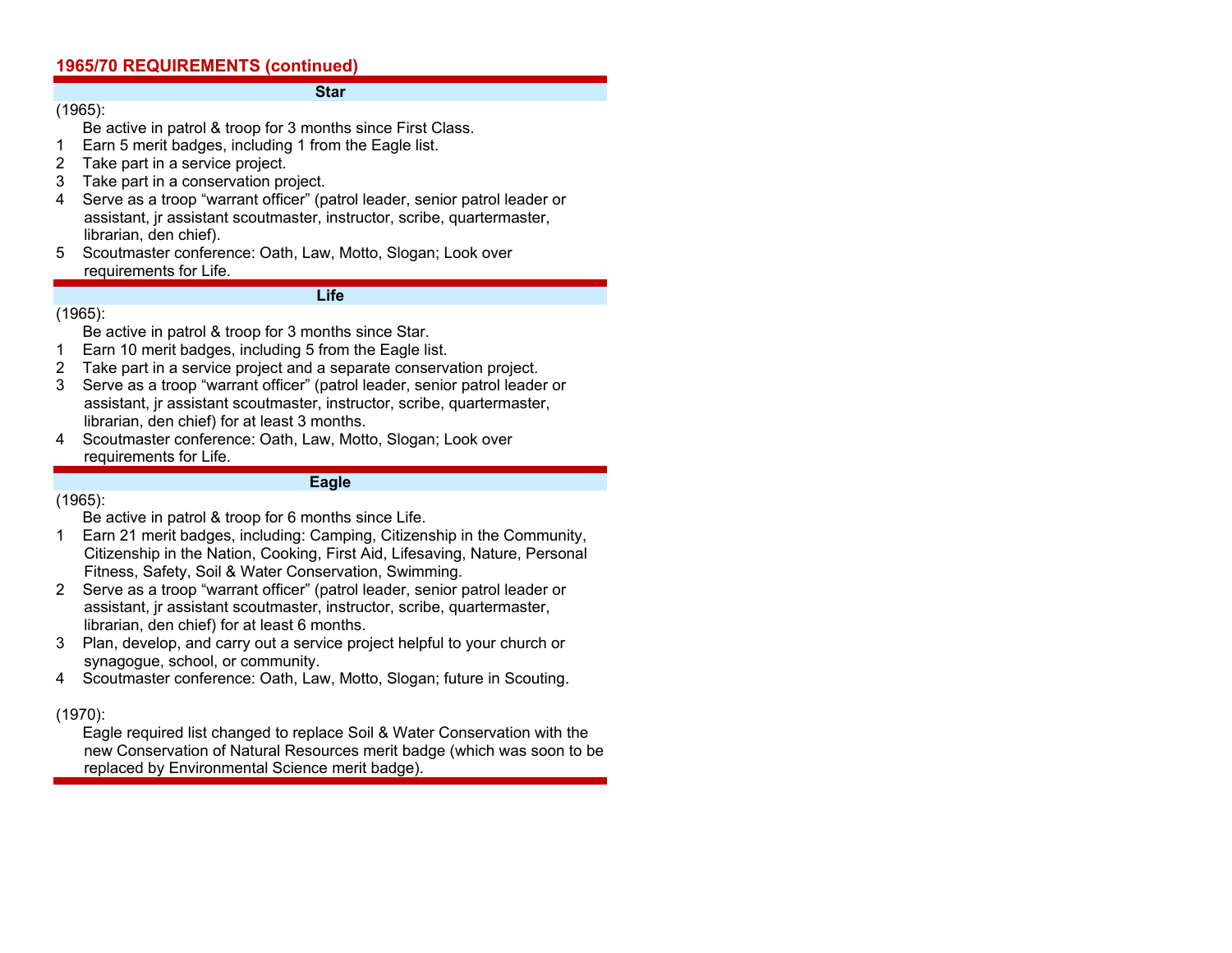## 1965/70 REQUIREMENTS (continued)

### Star

(1965):

Be active in patrol & troop for 3 months since First Class.

1. Earn 5 merit badges, including 1 from the Eagle list.
2. Take part in a service project.
3. Take part in a conservation project.
4. Serve as a troop "warrant officer" (patrol leader, senior patrol leader or assistant, jr assistant scoutmaster, instructor, scribe, quartermaster, librarian, den chief).
5. Scoutmaster conference: Oath, Law, Motto, Slogan; Look over requirements for Life.

### Life

(1965):

Be active in patrol & troop for 3 months since Star.

1. Earn 10 merit badges, including 5 from the Eagle list.
2. Take part in a service project and a separate conservation project.
3. Serve as a troop "warrant officer" (patrol leader, senior patrol leader or assistant, jr assistant scoutmaster, instructor, scribe, quartermaster, librarian, den chief) for at least 3 months.
4. Scoutmaster conference: Oath, Law, Motto, Slogan; Look over requirements for Life.

### Eagle

(1965):

Be active in patrol & troop for 6 months since Life.

1. Earn 21 merit badges, including: Camping, Citizenship in the Community, Citizenship in the Nation, Cooking, First Aid, Lifesaving, Nature, Personal Fitness, Safety, Soil & Water Conservation, Swimming.
2. Serve as a troop "warrant officer" (patrol leader, senior patrol leader or assistant, jr assistant scoutmaster, instructor, scribe, quartermaster, librarian, den chief) for at least 6 months.
3. Plan, develop, and carry out a service project helpful to your church or synagogue, school, or community.
4. Scoutmaster conference: Oath, Law, Motto, Slogan; future in Scouting.

(1970):

Eagle required list changed to replace Soil & Water Conservation with the new Conservation of Natural Resources merit badge (which was soon to be replaced by Environmental Science merit badge).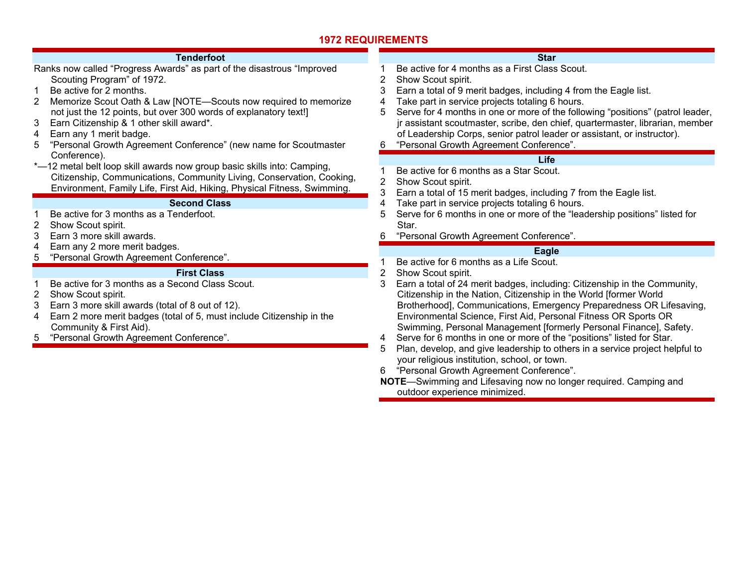# 1972 REQUIREMENTS

## Tenderfoot

Ranks now called "Progress Awards" as part of the disastrous "Improved Scouting Program" of 1972.

1. Be active for 2 months.
2. Memorize Scout Oath & Law [NOTE—Scouts now required to memorize not just the 12 points, but over 300 words of explanatory text!]
3. Earn Citizenship & 1 other skill award*.
4. Earn any 1 merit badge.
5. "Personal Growth Agreement Conference" (new name for Scoutmaster Conference).

*—12 metal belt loop skill awards now group basic skills into: Camping, Citizenship, Communications, Community Living, Conservation, Cooking, Environment, Family Life, First Aid, Hiking, Physical Fitness, Swimming.

## Second Class

1. Be active for 3 months as a Tenderfoot.
2. Show Scout spirit.
3. Earn 3 more skill awards.
4. Earn any 2 more merit badges.
5. "Personal Growth Agreement Conference".

## First Class

1. Be active for 3 months as a Second Class Scout.
2. Show Scout spirit.
3. Earn 3 more skill awards (total of 8 out of 12).
4. Earn 2 more merit badges (total of 5, must include Citizenship in the Community & First Aid).
5. "Personal Growth Agreement Conference".

## Star

1. Be active for 4 months as a First Class Scout.
2. Show Scout spirit.
3. Earn a total of 9 merit badges, including 4 from the Eagle list.
4. Take part in service projects totaling 6 hours.
5. Serve for 4 months in one or more of the following "positions" (patrol leader, jr assistant scoutmaster, scribe, den chief, quartermaster, librarian, member of Leadership Corps, senior patrol leader or assistant, or instructor).
6. "Personal Growth Agreement Conference".

## Life

1. Be active for 6 months as a Star Scout.
2. Show Scout spirit.
3. Earn a total of 15 merit badges, including 7 from the Eagle list.
4. Take part in service projects totaling 6 hours.
5. Serve for 6 months in one or more of the "leadership positions" listed for Star.
6. "Personal Growth Agreement Conference".

## Eagle

1. Be active for 6 months as a Life Scout.
2. Show Scout spirit.
3. Earn a total of 24 merit badges, including: Citizenship in the Community, Citizenship in the Nation, Citizenship in the World [former World Brotherhood], Communications, Emergency Preparedness OR Lifesaving, Environmental Science, First Aid, Personal Fitness OR Sports OR Swimming, Personal Management [formerly Personal Finance], Safety.
4. Serve for 6 months in one or more of the "positions" listed for Star.
5. Plan, develop, and give leadership to others in a service project helpful to your religious institution, school, or town.
6. "Personal Growth Agreement Conference".

**NOTE**—Swimming and Lifesaving now no longer required. Camping and outdoor experience minimized.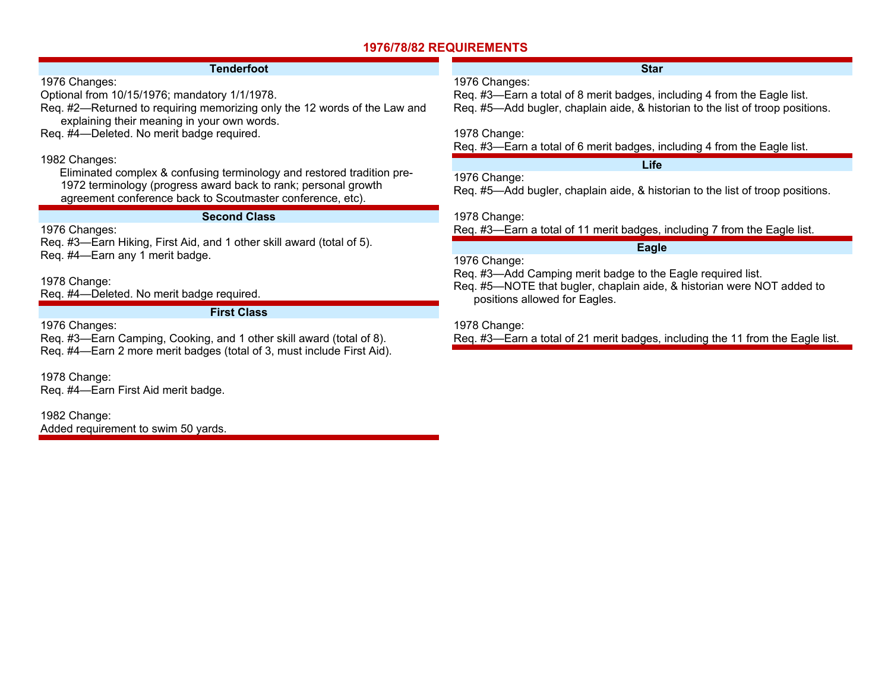# 1976/78/82 REQUIREMENTS

## Tenderfoot

1976 Changes:

Optional from 10/15/1976; mandatory 1/1/1978.

Req. #2—Returned to requiring memorizing only the 12 words of the Law and explaining their meaning in your own words.

Req. #4—Deleted. No merit badge required.

1982 Changes:

Eliminated complex & confusing terminology and restored tradition pre-1972 terminology (progress award back to rank; personal growth agreement conference back to Scoutmaster conference, etc).

## Second Class

1976 Changes:

Req. #3—Earn Hiking, First Aid, and 1 other skill award (total of 5).

Req. #4—Earn any 1 merit badge.

1978 Change:

Req. #4—Deleted. No merit badge required.

## First Class

1976 Changes:

Req. #3—Earn Camping, Cooking, and 1 other skill award (total of 8).

Req. #4—Earn 2 more merit badges (total of 3, must include First Aid).

1978 Change:

Req. #4—Earn First Aid merit badge.

1982 Change:

Added requirement to swim 50 yards.

## Star

1976 Changes:

Req. #3—Earn a total of 8 merit badges, including 4 from the Eagle list.

Req. #5—Add bugler, chaplain aide, & historian to the list of troop positions.

1978 Change:

Req. #3—Earn a total of 6 merit badges, including 4 from the Eagle list.

## Life

1976 Change:

Req. #5—Add bugler, chaplain aide, & historian to the list of troop positions.

1978 Change:

Req. #3—Earn a total of 11 merit badges, including 7 from the Eagle list.

## Eagle

1976 Change:

Req. #3—Add Camping merit badge to the Eagle required list.

Req. #5—NOTE that bugler, chaplain aide, & historian were NOT added to positions allowed for Eagles.

1978 Change:

Req. #3—Earn a total of 21 merit badges, including the 11 from the Eagle list.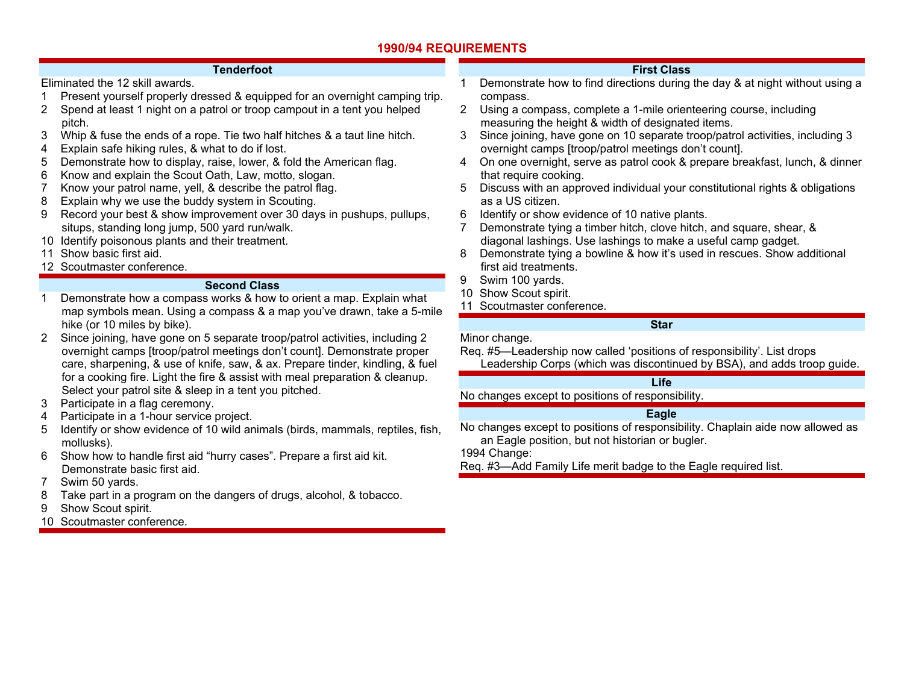# 1990/94 REQUIREMENTS

## Tenderfoot

Eliminated the 12 skill awards.

1. Present yourself properly dressed & equipped for an overnight camping trip.
2. Spend at least 1 night on a patrol or troop campout in a tent you helped pitch.
3. Whip & fuse the ends of a rope. Tie two half hitches & a taut line hitch.
4. Explain safe hiking rules, & what to do if lost.
5. Demonstrate how to display, raise, lower, & fold the American flag.
6. Know and explain the Scout Oath, Law, motto, slogan.
7. Know your patrol name, yell, & describe the patrol flag.
8. Explain why we use the buddy system in Scouting.
9. Record your best & show improvement over 30 days in pushups, pullups, situps, standing long jump, 500 yard run/walk.
10. Identify poisonous plants and their treatment.
11. Show basic first aid.
12. Scoutmaster conference.

## Second Class

1. Demonstrate how a compass works & how to orient a map. Explain what map symbols mean. Using a compass & a map you've drawn, take a 5-mile hike (or 10 miles by bike).
2. Since joining, have gone on 5 separate troop/patrol activities, including 2 overnight camps [troop/patrol meetings don't count]. Demonstrate proper care, sharpening, & use of knife, saw, & ax. Prepare tinder, kindling, & fuel for a cooking fire. Light the fire & assist with meal preparation & cleanup. Select your patrol site & sleep in a tent you pitched.
3. Participate in a flag ceremony.
4. Participate in a 1-hour service project.
5. Identify or show evidence of 10 wild animals (birds, mammals, reptiles, fish, mollusks).
6. Show how to handle first aid "hurry cases". Prepare a first aid kit. Demonstrate basic first aid.
7. Swim 50 yards.
8. Take part in a program on the dangers of drugs, alcohol, & tobacco.
9. Show Scout spirit.
10. Scoutmaster conference.

## First Class

1. Demonstrate how to find directions during the day & at night without using a compass.
2. Using a compass, complete a 1-mile orienteering course, including measuring the height & width of designated items.
3. Since joining, have gone on 10 separate troop/patrol activities, including 3 overnight camps [troop/patrol meetings don't count].
4. On one overnight, serve as patrol cook & prepare breakfast, lunch, & dinner that require cooking.
5. Discuss with an approved individual your constitutional rights & obligations as a US citizen.
6. Identify or show evidence of 10 native plants.
7. Demonstrate tying a timber hitch, clove hitch, and square, shear, & diagonal lashings. Use lashings to make a useful camp gadget.
8. Demonstrate tying a bowline & how it's used in rescues. Show additional first aid treatments.
9. Swim 100 yards.
10. Show Scout spirit.
11. Scoutmaster conference.

## Star

Minor change.

Req. #5—Leadership now called 'positions of responsibility'. List drops Leadership Corps (which was discontinued by BSA), and adds troop guide.

## Life

No changes except to positions of responsibility.

## Eagle

No changes except to positions of responsibility. Chaplain aide now allowed as an Eagle position, but not historian or bugler.

1994 Change:

Req. #3—Add Family Life merit badge to the Eagle required list.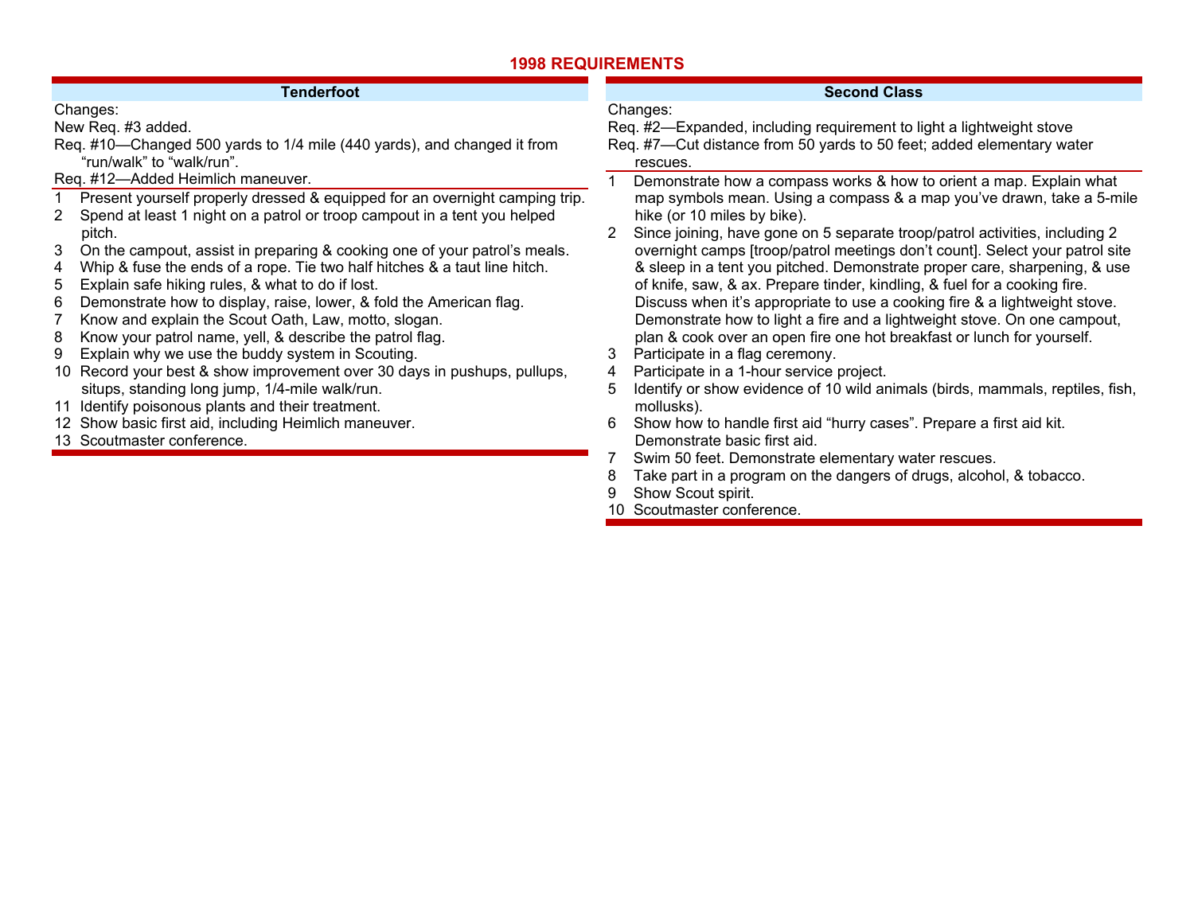# 1998 REQUIREMENTS

## Tenderfoot

Changes:

New Req. #3 added.

Req. #10—Changed 500 yards to 1/4 mile (440 yards), and changed it from "run/walk" to "walk/run".

Req. #12—Added Heimlich maneuver.

1. Present yourself properly dressed & equipped for an overnight camping trip.
2. Spend at least 1 night on a patrol or troop campout in a tent you helped pitch.
3. On the campout, assist in preparing & cooking one of your patrol's meals.
4. Whip & fuse the ends of a rope. Tie two half hitches & a taut line hitch.
5. Explain safe hiking rules, & what to do if lost.
6. Demonstrate how to display, raise, lower, & fold the American flag.
7. Know and explain the Scout Oath, Law, motto, slogan.
8. Know your patrol name, yell, & describe the patrol flag.
9. Explain why we use the buddy system in Scouting.
10. Record your best & show improvement over 30 days in pushups, pullups, situps, standing long jump, 1/4-mile walk/run.
11. Identify poisonous plants and their treatment.
12. Show basic first aid, including Heimlich maneuver.
13. Scoutmaster conference.

## Second Class

Changes:

Req. #2—Expanded, including requirement to light a lightweight stove

Req. #7—Cut distance from 50 yards to 50 feet; added elementary water rescues.

1. Demonstrate how a compass works & how to orient a map. Explain what map symbols mean. Using a compass & a map you've drawn, take a 5-mile hike (or 10 miles by bike).
2. Since joining, have gone on 5 separate troop/patrol activities, including 2 overnight camps [troop/patrol meetings don't count]. Select your patrol site & sleep in a tent you pitched. Demonstrate proper care, sharpening, & use of knife, saw, & ax. Prepare tinder, kindling, & fuel for a cooking fire. Discuss when it's appropriate to use a cooking fire & a lightweight stove. Demonstrate how to light a fire and a lightweight stove. On one campout, plan & cook over an open fire one hot breakfast or lunch for yourself.
3. Participate in a flag ceremony.
4. Participate in a 1-hour service project.
5. Identify or show evidence of 10 wild animals (birds, mammals, reptiles, fish, mollusks).
6. Show how to handle first aid "hurry cases". Prepare a first aid kit. Demonstrate basic first aid.
7. Swim 50 feet. Demonstrate elementary water rescues.
8. Take part in a program on the dangers of drugs, alcohol, & tobacco.
9. Show Scout spirit.
10. Scoutmaster conference.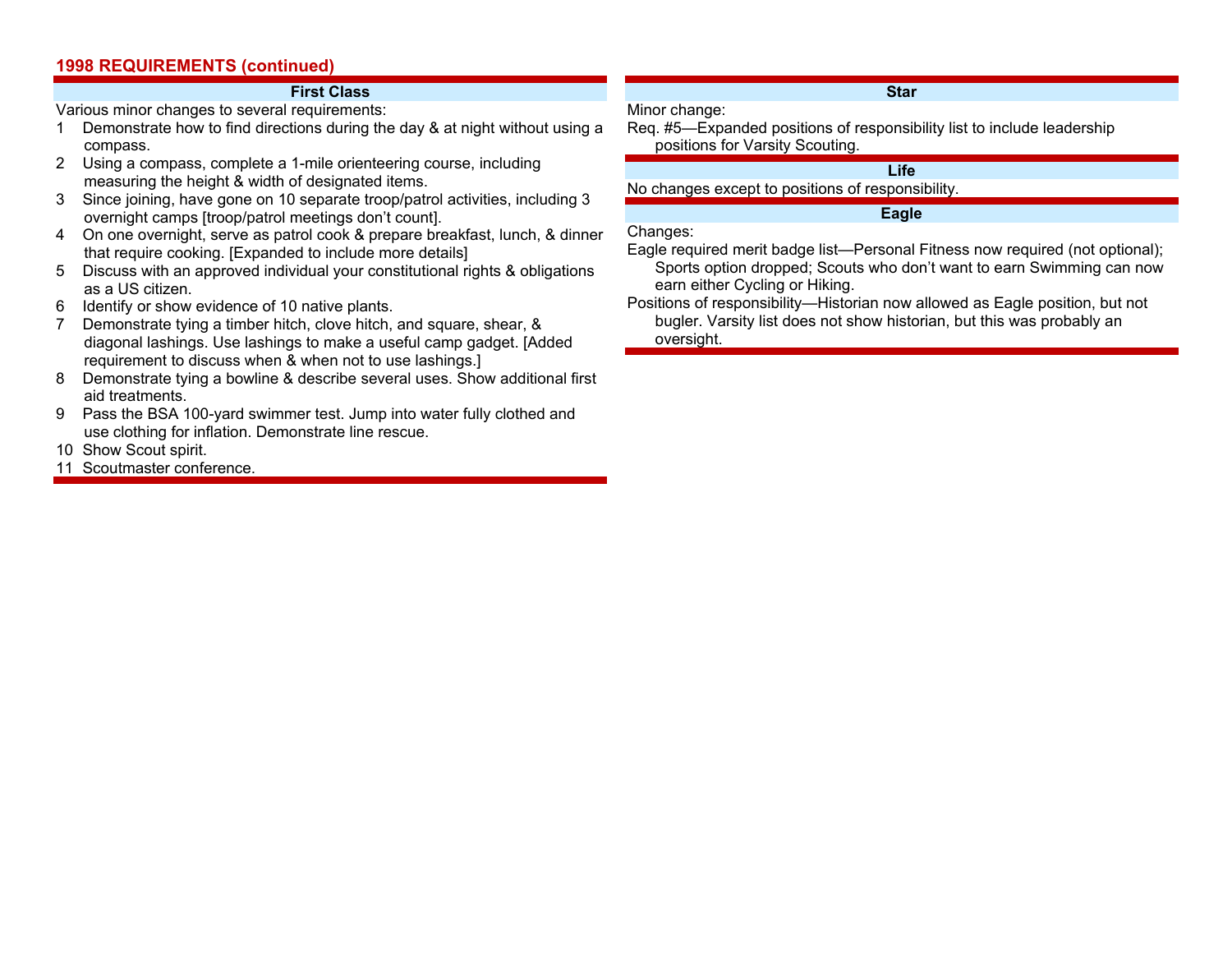## 1998 REQUIREMENTS (continued)

### First Class

Various minor changes to several requirements:

1. Demonstrate how to find directions during the day & at night without using a compass.
2. Using a compass, complete a 1-mile orienteering course, including measuring the height & width of designated items.
3. Since joining, have gone on 10 separate troop/patrol activities, including 3 overnight camps [troop/patrol meetings don't count].
4. On one overnight, serve as patrol cook & prepare breakfast, lunch, & dinner that require cooking. [Expanded to include more details]
5. Discuss with an approved individual your constitutional rights & obligations as a US citizen.
6. Identify or show evidence of 10 native plants.
7. Demonstrate tying a timber hitch, clove hitch, and square, shear, & diagonal lashings. Use lashings to make a useful camp gadget. [Added requirement to discuss when & when not to use lashings.]
8. Demonstrate tying a bowline & describe several uses. Show additional first aid treatments.
9. Pass the BSA 100-yard swimmer test. Jump into water fully clothed and use clothing for inflation. Demonstrate line rescue.
10. Show Scout spirit.
11. Scoutmaster conference.

### Star

Minor change:

Req. #5—Expanded positions of responsibility list to include leadership positions for Varsity Scouting.

### Life

No changes except to positions of responsibility.

### Eagle

Changes:

Eagle required merit badge list—Personal Fitness now required (not optional); Sports option dropped; Scouts who don't want to earn Swimming can now earn either Cycling or Hiking.

Positions of responsibility—Historian now allowed as Eagle position, but not bugler. Varsity list does not show historian, but this was probably an oversight.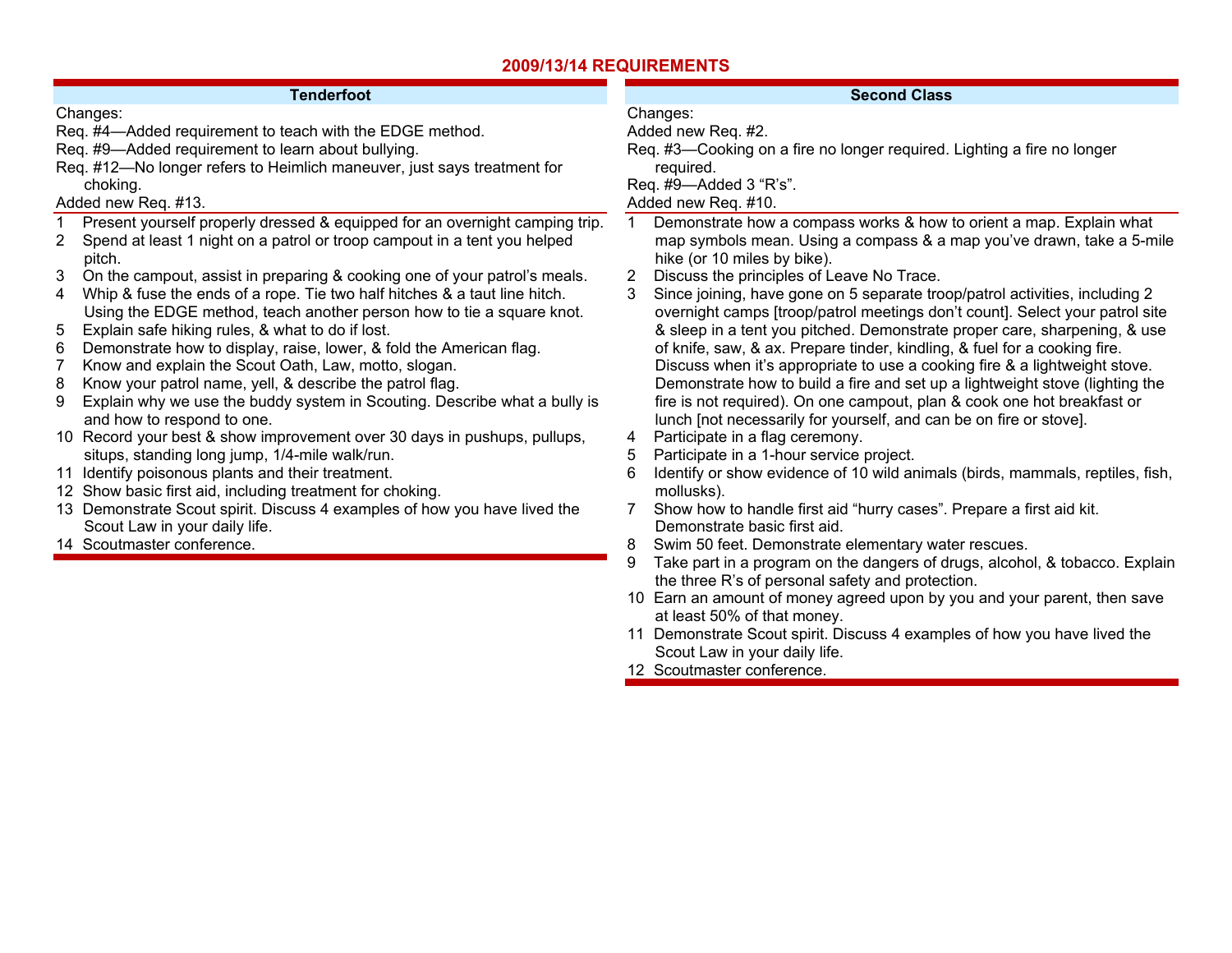# 2009/13/14 REQUIREMENTS

## Tenderfoot

Changes:

Req. #4—Added requirement to teach with the EDGE method.

Req. #9—Added requirement to learn about bullying.

Req. #12—No longer refers to Heimlich maneuver, just says treatment for choking.

Added new Req. #13.

1. Present yourself properly dressed & equipped for an overnight camping trip.
2. Spend at least 1 night on a patrol or troop campout in a tent you helped pitch.
3. On the campout, assist in preparing & cooking one of your patrol's meals.
4. Whip & fuse the ends of a rope. Tie two half hitches & a taut line hitch. Using the EDGE method, teach another person how to tie a square knot.
5. Explain safe hiking rules, & what to do if lost.
6. Demonstrate how to display, raise, lower, & fold the American flag.
7. Know and explain the Scout Oath, Law, motto, slogan.
8. Know your patrol name, yell, & describe the patrol flag.
9. Explain why we use the buddy system in Scouting. Describe what a bully is and how to respond to one.
10. Record your best & show improvement over 30 days in pushups, pullups, situps, standing long jump, 1/4-mile walk/run.
11. Identify poisonous plants and their treatment.
12. Show basic first aid, including treatment for choking.
13. Demonstrate Scout spirit. Discuss 4 examples of how you have lived the Scout Law in your daily life.
14. Scoutmaster conference.

## Second Class

Changes:

Added new Req. #2.

Req. #3—Cooking on a fire no longer required. Lighting a fire no longer required.

Req. #9—Added 3 "R's".

Added new Req. #10.

1. Demonstrate how a compass works & how to orient a map. Explain what map symbols mean. Using a compass & a map you've drawn, take a 5-mile hike (or 10 miles by bike).
2. Discuss the principles of Leave No Trace.
3. Since joining, have gone on 5 separate troop/patrol activities, including 2 overnight camps [troop/patrol meetings don't count]. Select your patrol site & sleep in a tent you pitched. Demonstrate proper care, sharpening, & use of knife, saw, & ax. Prepare tinder, kindling, & fuel for a cooking fire. Discuss when it's appropriate to use a cooking fire & a lightweight stove. Demonstrate how to build a fire and set up a lightweight stove (lighting the fire is not required). On one campout, plan & cook one hot breakfast or lunch [not necessarily for yourself, and can be on fire or stove].
4. Participate in a flag ceremony.
5. Participate in a 1-hour service project.
6. Identify or show evidence of 10 wild animals (birds, mammals, reptiles, fish, mollusks).
7. Show how to handle first aid "hurry cases". Prepare a first aid kit. Demonstrate basic first aid.
8. Swim 50 feet. Demonstrate elementary water rescues.
9. Take part in a program on the dangers of drugs, alcohol, & tobacco. Explain the three R's of personal safety and protection.
10. Earn an amount of money agreed upon by you and your parent, then save at least 50% of that money.
11. Demonstrate Scout spirit. Discuss 4 examples of how you have lived the Scout Law in your daily life.
12. Scoutmaster conference.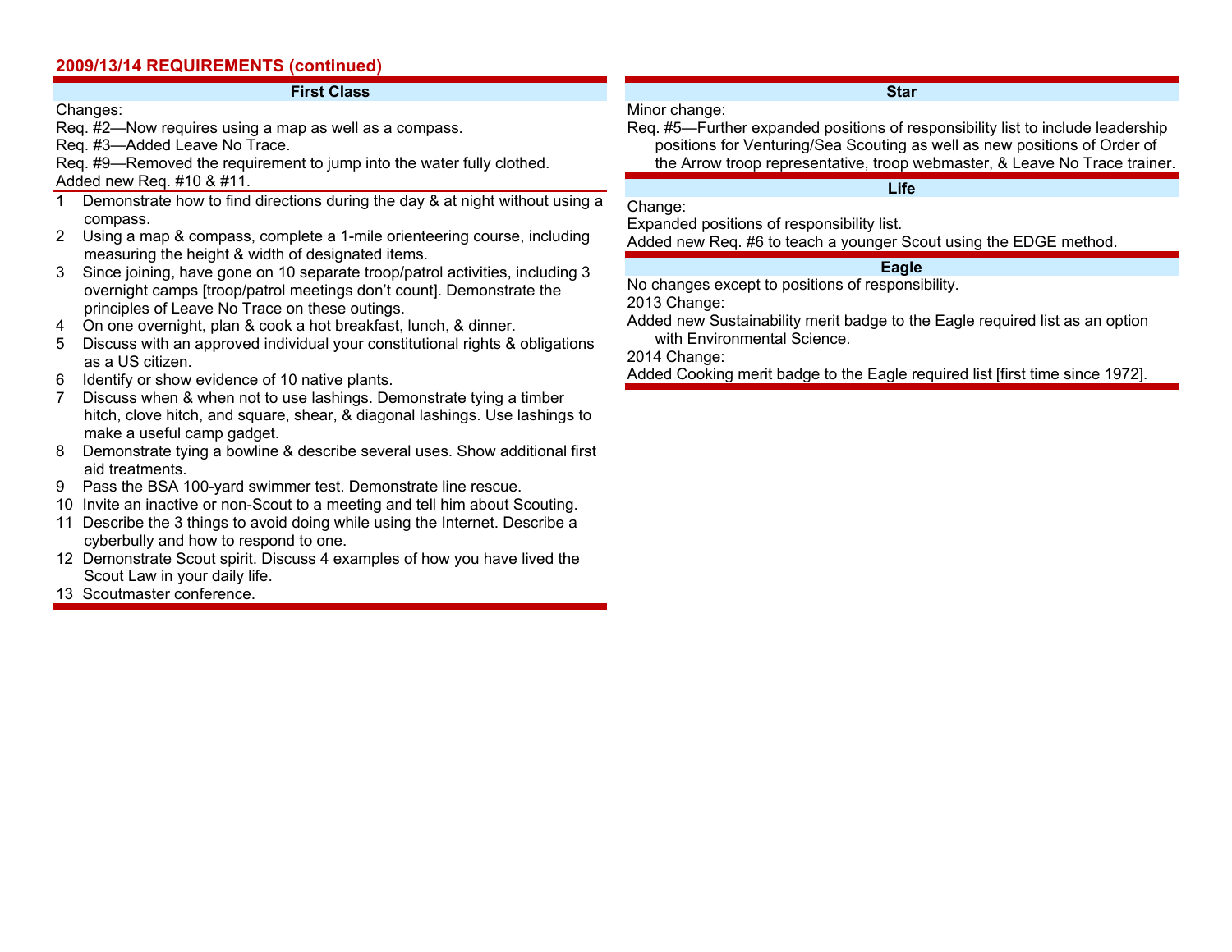## 2009/13/14 REQUIREMENTS (continued)

### First Class

Changes:

Req. #2—Now requires using a map as well as a compass.

Req. #3—Added Leave No Trace.

Req. #9—Removed the requirement to jump into the water fully clothed.

Added new Req. #10 & #11.

1. Demonstrate how to find directions during the day & at night without using a compass.
2. Using a map & compass, complete a 1-mile orienteering course, including measuring the height & width of designated items.
3. Since joining, have gone on 10 separate troop/patrol activities, including 3 overnight camps [troop/patrol meetings don't count]. Demonstrate the principles of Leave No Trace on these outings.
4. On one overnight, plan & cook a hot breakfast, lunch, & dinner.
5. Discuss with an approved individual your constitutional rights & obligations as a US citizen.
6. Identify or show evidence of 10 native plants.
7. Discuss when & when not to use lashings. Demonstrate tying a timber hitch, clove hitch, and square, shear, & diagonal lashings. Use lashings to make a useful camp gadget.
8. Demonstrate tying a bowline & describe several uses. Show additional first aid treatments.
9. Pass the BSA 100-yard swimmer test. Demonstrate line rescue.
10. Invite an inactive or non-Scout to a meeting and tell him about Scouting.
11. Describe the 3 things to avoid doing while using the Internet. Describe a cyberbully and how to respond to one.
12. Demonstrate Scout spirit. Discuss 4 examples of how you have lived the Scout Law in your daily life.
13. Scoutmaster conference.

### Star

Minor change:

Req. #5—Further expanded positions of responsibility list to include leadership positions for Venturing/Sea Scouting as well as new positions of Order of the Arrow troop representative, troop webmaster, & Leave No Trace trainer.

### Life

Change:

Expanded positions of responsibility list.

Added new Req. #6 to teach a younger Scout using the EDGE method.

### Eagle

No changes except to positions of responsibility.

2013 Change:

Added new Sustainability merit badge to the Eagle required list as an option with Environmental Science.

2014 Change:

Added Cooking merit badge to the Eagle required list [first time since 1972].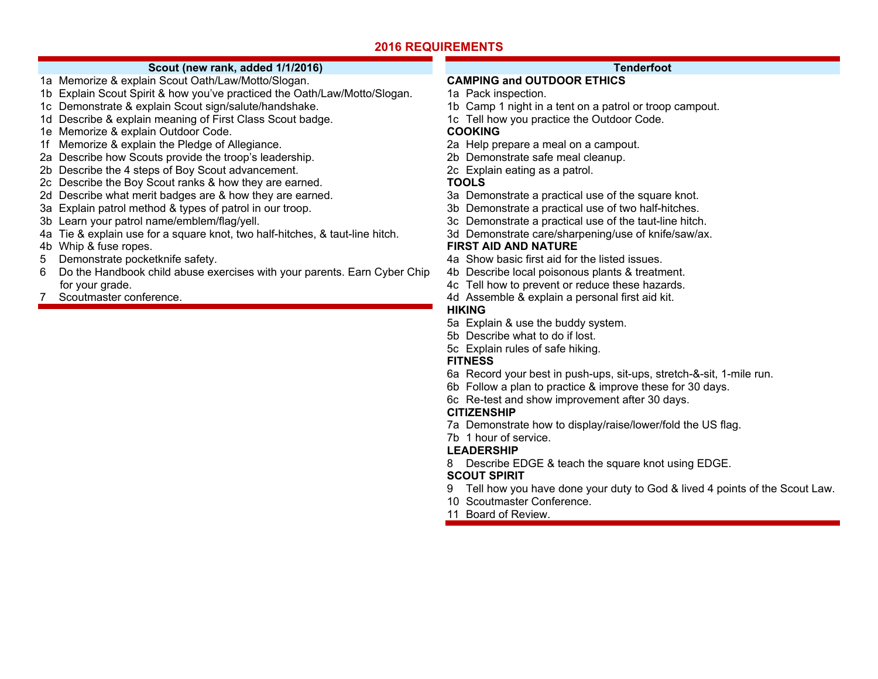# 2016 REQUIREMENTS

## Scout (new rank, added 1/1/2016)

1a Memorize & explain Scout Oath/Law/Motto/Slogan.
1b Explain Scout Spirit & how you've practiced the Oath/Law/Motto/Slogan.
1c Demonstrate & explain Scout sign/salute/handshake.
1d Describe & explain meaning of First Class Scout badge.
1e Memorize & explain Outdoor Code.
1f Memorize & explain the Pledge of Allegiance.
2a Describe how Scouts provide the troop's leadership.
2b Describe the 4 steps of Boy Scout advancement.
2c Describe the Boy Scout ranks & how they are earned.
2d Describe what merit badges are & how they are earned.
3a Explain patrol method & types of patrol in our troop.
3b Learn your patrol name/emblem/flag/yell.
4a Tie & explain use for a square knot, two half-hitches, & taut-line hitch.
4b Whip & fuse ropes.
5 Demonstrate pocketknife safety.
6 Do the Handbook child abuse exercises with your parents. Earn Cyber Chip for your grade.
7 Scoutmaster conference.

## Tenderfoot

**CAMPING and OUTDOOR ETHICS**

1a Pack inspection.
1b Camp 1 night in a tent on a patrol or troop campout.
1c Tell how you practice the Outdoor Code.

**COOKING**

2a Help prepare a meal on a campout.
2b Demonstrate safe meal cleanup.
2c Explain eating as a patrol.

**TOOLS**

3a Demonstrate a practical use of the square knot.
3b Demonstrate a practical use of two half-hitches.
3c Demonstrate a practical use of the taut-line hitch.
3d Demonstrate care/sharpening/use of knife/saw/ax.

**FIRST AID AND NATURE**

4a Show basic first aid for the listed issues.
4b Describe local poisonous plants & treatment.
4c Tell how to prevent or reduce these hazards.
4d Assemble & explain a personal first aid kit.

**HIKING**

5a Explain & use the buddy system.
5b Describe what to do if lost.
5c Explain rules of safe hiking.

**FITNESS**

6a Record your best in push-ups, sit-ups, stretch-&-sit, 1-mile run.
6b Follow a plan to practice & improve these for 30 days.
6c Re-test and show improvement after 30 days.

**CITIZENSHIP**

7a Demonstrate how to display/raise/lower/fold the US flag.
7b 1 hour of service.

**LEADERSHIP**

8 Describe EDGE & teach the square knot using EDGE.

**SCOUT SPIRIT**

9 Tell how you have done your duty to God & lived 4 points of the Scout Law.
10 Scoutmaster Conference.
11 Board of Review.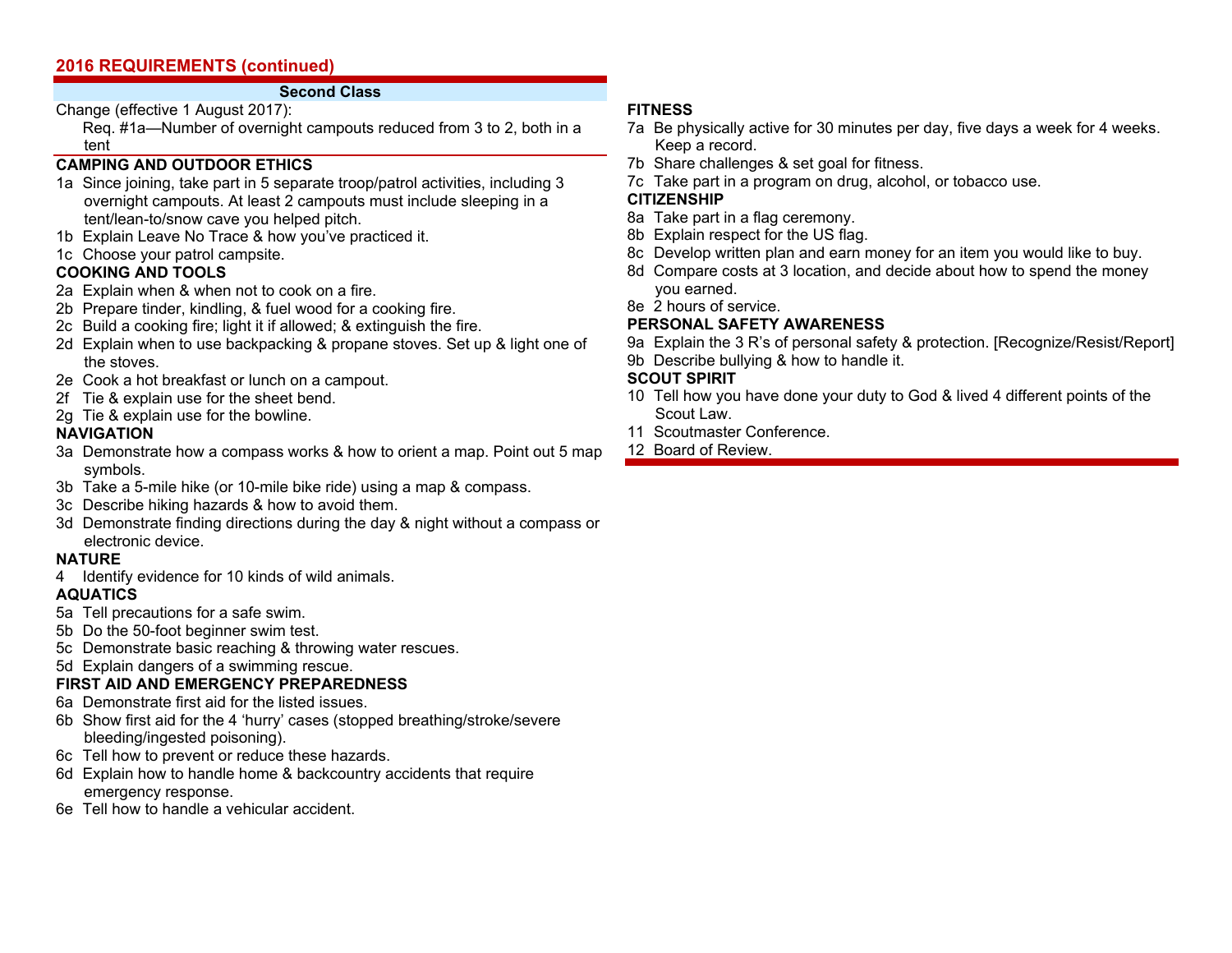## 2016 REQUIREMENTS (continued)

### Second Class

Change (effective 1 August 2017):

Req. #1a—Number of overnight campouts reduced from 3 to 2, both in a tent

**CAMPING AND OUTDOOR ETHICS**

- 1a Since joining, take part in 5 separate troop/patrol activities, including 3 overnight campouts. At least 2 campouts must include sleeping in a tent/lean-to/snow cave you helped pitch.
- 1b Explain Leave No Trace & how you've practiced it.
- 1c Choose your patrol campsite.

**COOKING AND TOOLS**

- 2a Explain when & when not to cook on a fire.
- 2b Prepare tinder, kindling, & fuel wood for a cooking fire.
- 2c Build a cooking fire; light it if allowed; & extinguish the fire.
- 2d Explain when to use backpacking & propane stoves. Set up & light one of the stoves.
- 2e Cook a hot breakfast or lunch on a campout.
- 2f Tie & explain use for the sheet bend.
- 2g Tie & explain use for the bowline.

**NAVIGATION**

- 3a Demonstrate how a compass works & how to orient a map. Point out 5 map symbols.
- 3b Take a 5-mile hike (or 10-mile bike ride) using a map & compass.
- 3c Describe hiking hazards & how to avoid them.
- 3d Demonstrate finding directions during the day & night without a compass or electronic device.

**NATURE**

- 4 Identify evidence for 10 kinds of wild animals.

**AQUATICS**

- 5a Tell precautions for a safe swim.
- 5b Do the 50-foot beginner swim test.
- 5c Demonstrate basic reaching & throwing water rescues.
- 5d Explain dangers of a swimming rescue.

**FIRST AID AND EMERGENCY PREPAREDNESS**

- 6a Demonstrate first aid for the listed issues.
- 6b Show first aid for the 4 'hurry' cases (stopped breathing/stroke/severe bleeding/ingested poisoning).
- 6c Tell how to prevent or reduce these hazards.
- 6d Explain how to handle home & backcountry accidents that require emergency response.
- 6e Tell how to handle a vehicular accident.

**FITNESS**

- 7a Be physically active for 30 minutes per day, five days a week for 4 weeks. Keep a record.
- 7b Share challenges & set goal for fitness.
- 7c Take part in a program on drug, alcohol, or tobacco use.

**CITIZENSHIP**

- 8a Take part in a flag ceremony.
- 8b Explain respect for the US flag.
- 8c Develop written plan and earn money for an item you would like to buy.
- 8d Compare costs at 3 location, and decide about how to spend the money you earned.
- 8e 2 hours of service.

**PERSONAL SAFETY AWARENESS**

- 9a Explain the 3 R's of personal safety & protection. [Recognize/Resist/Report]
- 9b Describe bullying & how to handle it.

**SCOUT SPIRIT**

- 10 Tell how you have done your duty to God & lived 4 different points of the Scout Law.
- 11 Scoutmaster Conference.
- 12 Board of Review.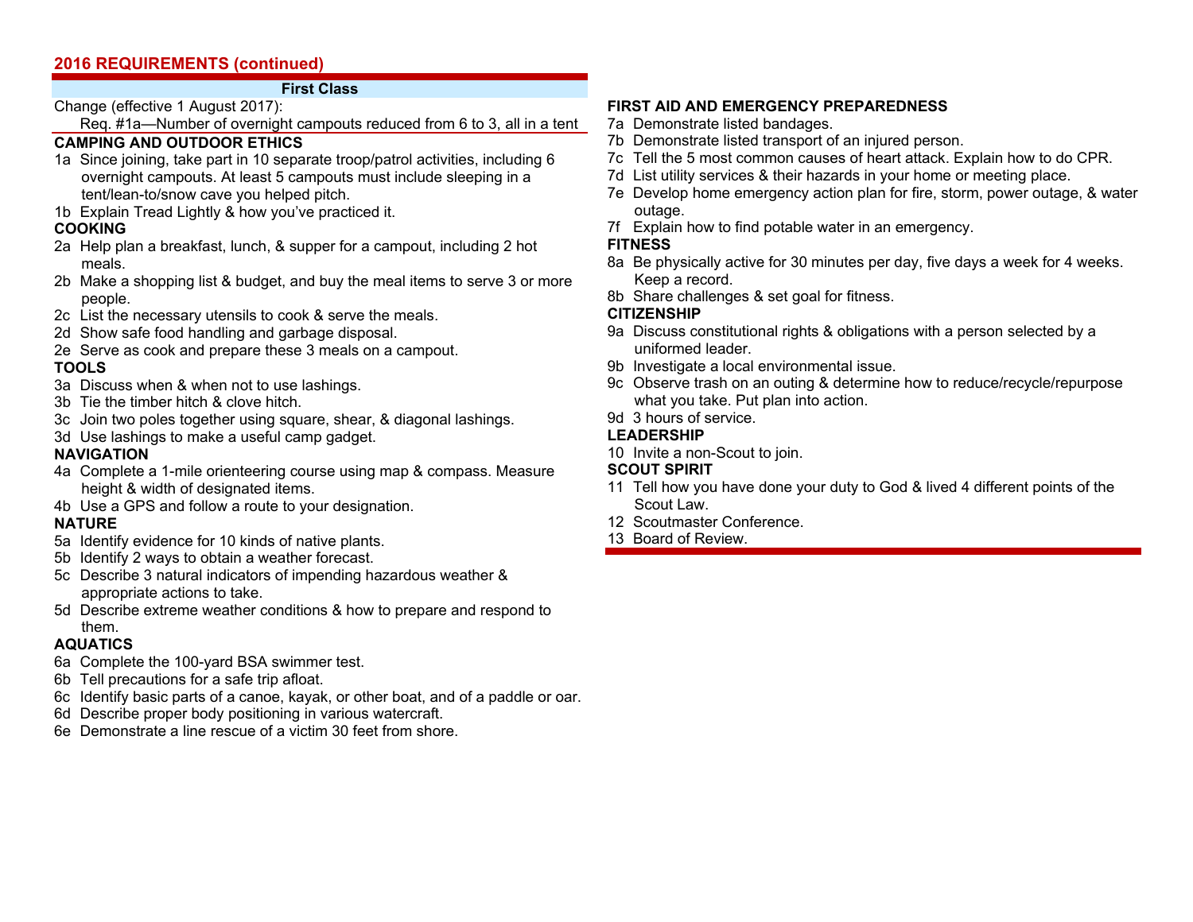## 2016 REQUIREMENTS (continued)

### First Class

Change (effective 1 August 2017):

Req. #1a—Number of overnight campouts reduced from 6 to 3, all in a tent

**CAMPING AND OUTDOOR ETHICS**

1a Since joining, take part in 10 separate troop/patrol activities, including 6 overnight campouts. At least 5 campouts must include sleeping in a tent/lean-to/snow cave you helped pitch.

1b Explain Tread Lightly & how you've practiced it.

**COOKING**

2a Help plan a breakfast, lunch, & supper for a campout, including 2 hot meals.

2b Make a shopping list & budget, and buy the meal items to serve 3 or more people.

2c List the necessary utensils to cook & serve the meals.

2d Show safe food handling and garbage disposal.

2e Serve as cook and prepare these 3 meals on a campout.

**TOOLS**

3a Discuss when & when not to use lashings.

3b Tie the timber hitch & clove hitch.

3c Join two poles together using square, shear, & diagonal lashings.

3d Use lashings to make a useful camp gadget.

**NAVIGATION**

4a Complete a 1-mile orienteering course using map & compass. Measure height & width of designated items.

4b Use a GPS and follow a route to your designation.

**NATURE**

5a Identify evidence for 10 kinds of native plants.

5b Identify 2 ways to obtain a weather forecast.

5c Describe 3 natural indicators of impending hazardous weather & appropriate actions to take.

5d Describe extreme weather conditions & how to prepare and respond to them.

**AQUATICS**

6a Complete the 100-yard BSA swimmer test.

6b Tell precautions for a safe trip afloat.

6c Identify basic parts of a canoe, kayak, or other boat, and of a paddle or oar.

6d Describe proper body positioning in various watercraft.

6e Demonstrate a line rescue of a victim 30 feet from shore.

**FIRST AID AND EMERGENCY PREPAREDNESS**

7a Demonstrate listed bandages.

7b Demonstrate listed transport of an injured person.

7c Tell the 5 most common causes of heart attack. Explain how to do CPR.

7d List utility services & their hazards in your home or meeting place.

7e Develop home emergency action plan for fire, storm, power outage, & water outage.

7f Explain how to find potable water in an emergency.

**FITNESS**

8a Be physically active for 30 minutes per day, five days a week for 4 weeks. Keep a record.

8b Share challenges & set goal for fitness.

**CITIZENSHIP**

9a Discuss constitutional rights & obligations with a person selected by a uniformed leader.

9b Investigate a local environmental issue.

9c Observe trash on an outing & determine how to reduce/recycle/repurpose what you take. Put plan into action.

9d 3 hours of service.

**LEADERSHIP**

10 Invite a non-Scout to join.

**SCOUT SPIRIT**

11 Tell how you have done your duty to God & lived 4 different points of the Scout Law.

12 Scoutmaster Conference.

13 Board of Review.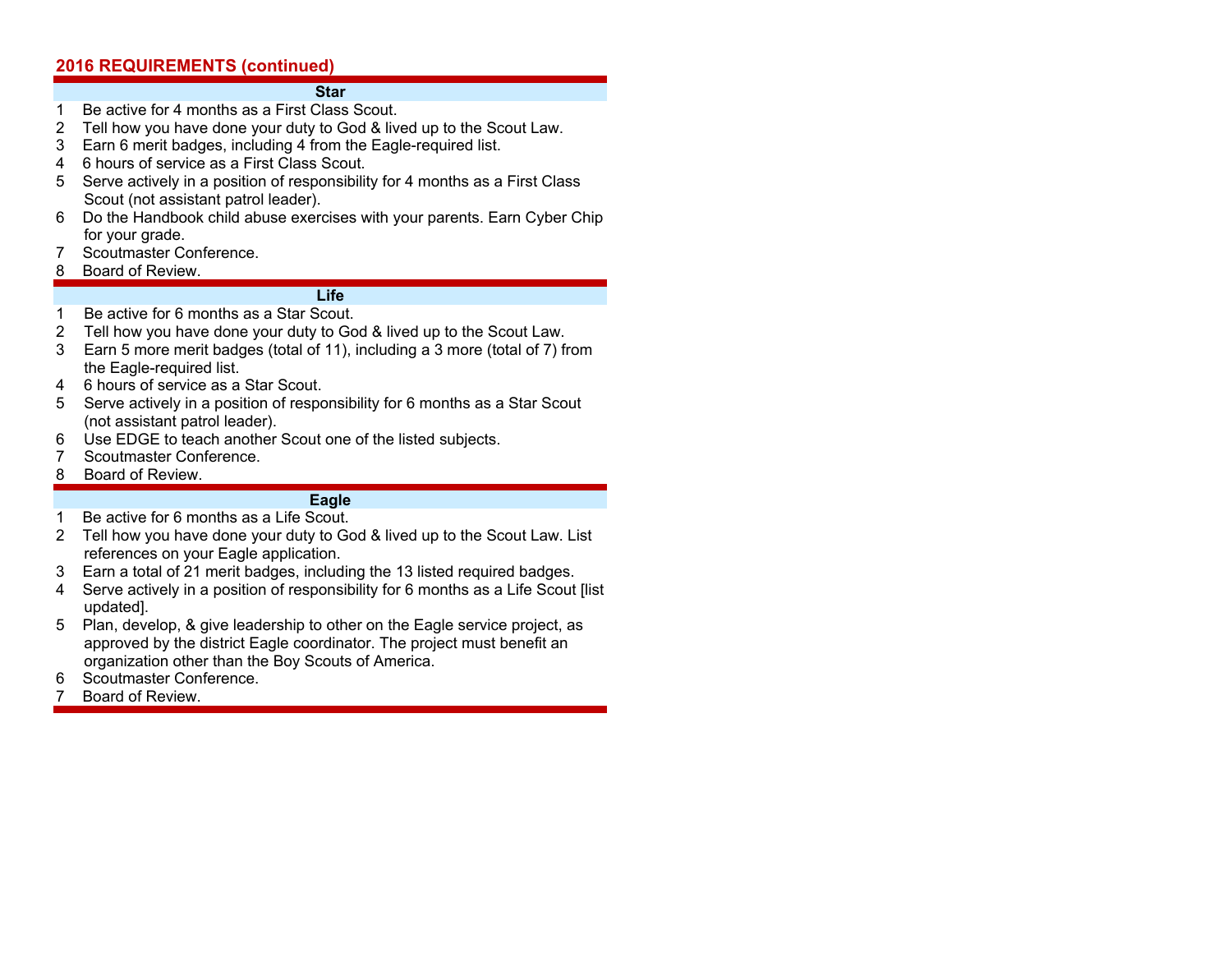## 2016 REQUIREMENTS (continued)

### Star

1. Be active for 4 months as a First Class Scout.
2. Tell how you have done your duty to God & lived up to the Scout Law.
3. Earn 6 merit badges, including 4 from the Eagle-required list.
4. 6 hours of service as a First Class Scout.
5. Serve actively in a position of responsibility for 4 months as a First Class Scout (not assistant patrol leader).
6. Do the Handbook child abuse exercises with your parents. Earn Cyber Chip for your grade.
7. Scoutmaster Conference.
8. Board of Review.

### Life

1. Be active for 6 months as a Star Scout.
2. Tell how you have done your duty to God & lived up to the Scout Law.
3. Earn 5 more merit badges (total of 11), including a 3 more (total of 7) from the Eagle-required list.
4. 6 hours of service as a Star Scout.
5. Serve actively in a position of responsibility for 6 months as a Star Scout (not assistant patrol leader).
6. Use EDGE to teach another Scout one of the listed subjects.
7. Scoutmaster Conference.
8. Board of Review.

### Eagle

1. Be active for 6 months as a Life Scout.
2. Tell how you have done your duty to God & lived up to the Scout Law. List references on your Eagle application.
3. Earn a total of 21 merit badges, including the 13 listed required badges.
4. Serve actively in a position of responsibility for 6 months as a Life Scout [list updated].
5. Plan, develop, & give leadership to other on the Eagle service project, as approved by the district Eagle coordinator. The project must benefit an organization other than the Boy Scouts of America.
6. Scoutmaster Conference.
7. Board of Review.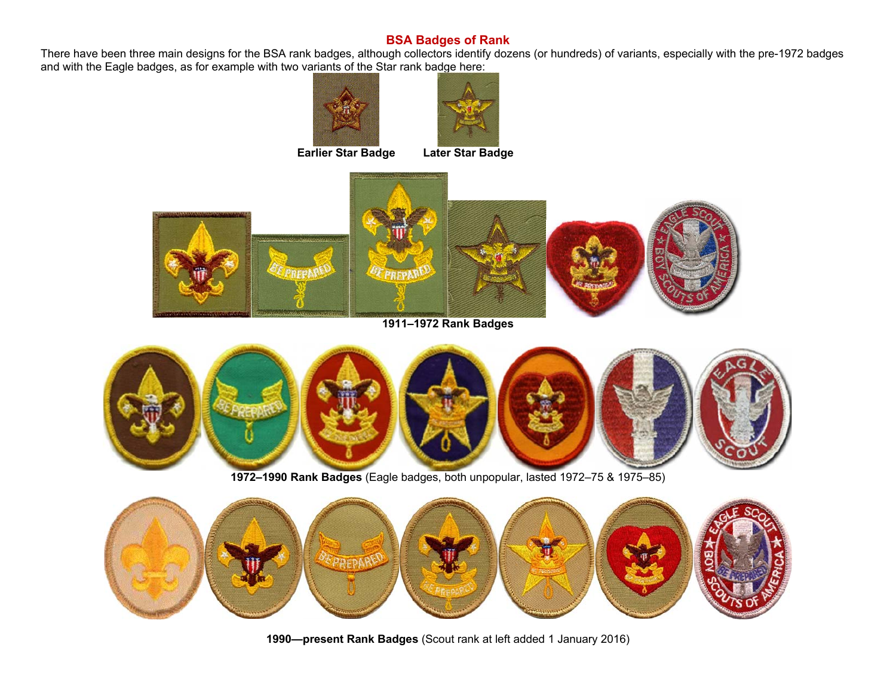## BSA Badges of Rank

There have been three main designs for the BSA rank badges, although collectors identify dozens (or hundreds) of variants, especially with the pre-1972 badges and with the Eagle badges, as for example with two variants of the Star rank badge here:

**Earlier Star Badge** **Later Star Badge**

**1911–1972 Rank Badges**

**1972–1990 Rank Badges** (Eagle badges, both unpopular, lasted 1972–75 & 1975–85)

**1990—present Rank Badges** (Scout rank at left added 1 January 2016)